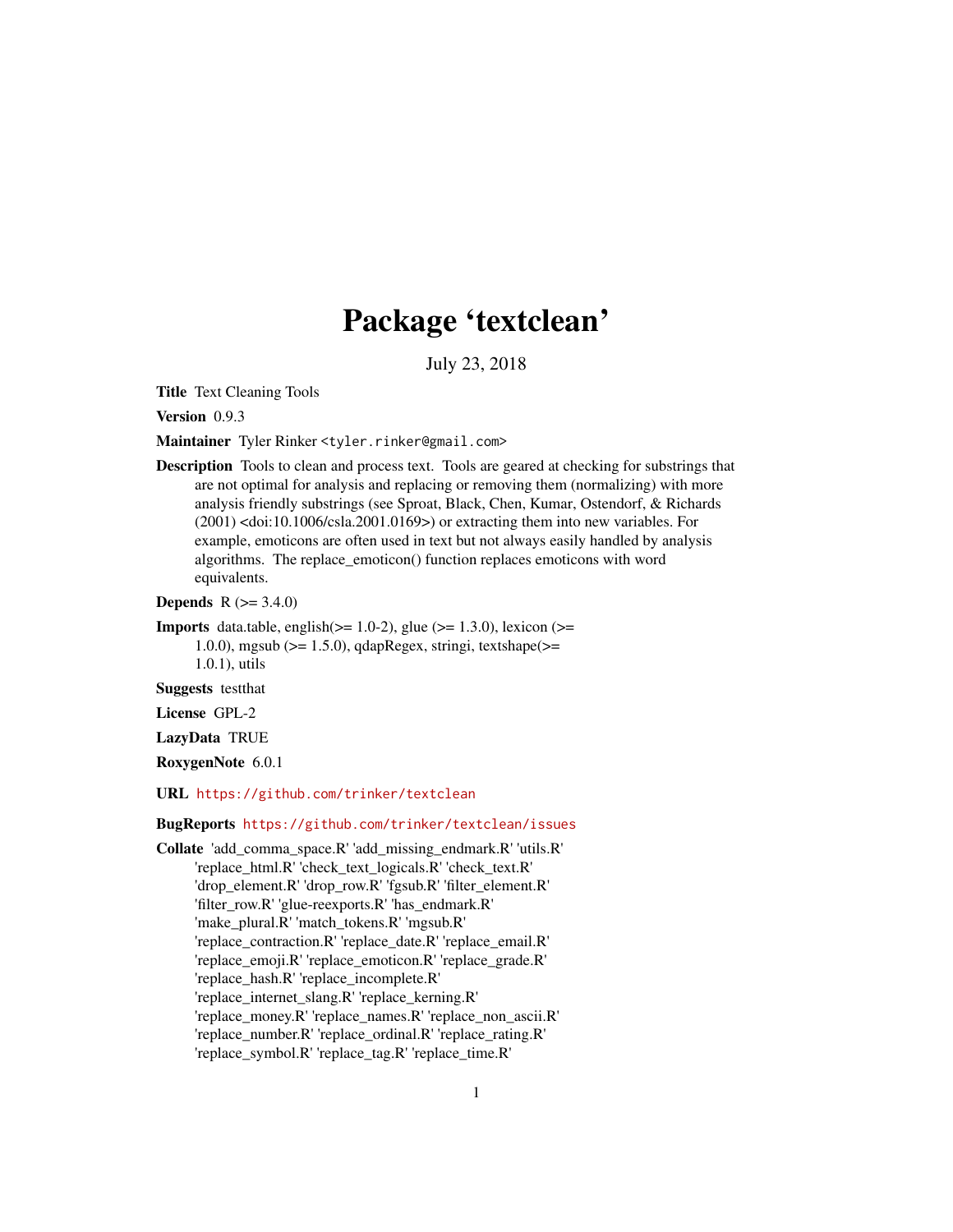# Package 'textclean'

July 23, 2018

**Title** Text Cleaning Tools

**Version** 0.9.3

**Maintainer** Tyler Rinker <tyler.rinker@gmail.com>

**Description** Tools to clean and process text. Tools are geared at checking for substrings that are not optimal for analysis and replacing or removing them (normalizing) with more analysis friendly substrings (see Sproat, Black, Chen, Kumar, Ostendorf, & Richards (2001) <doi:10.1006/csla.2001.0169>) or extracting them into new variables. For example, emoticons are often used in text but not always easily handled by analysis algorithms. The replace_emoticon() function replaces emoticons with word equivalents.

**Depends** R (>= 3.4.0)

**Imports** data.table, english(>= 1.0-2), glue (>= 1.3.0), lexicon (>= 1.0.0), mgsub (>= 1.5.0), qdapRegex, stringi, textshape(>= 1.0.1), utils

**Suggests** testthat

**License** GPL-2

**LazyData** TRUE

**RoxygenNote** 6.0.1

**URL** https://github.com/trinker/textclean

**BugReports** https://github.com/trinker/textclean/issues

**Collate** 'add_comma_space.R' 'add_missing_endmark.R' 'utils.R' 'replace_html.R' 'check_text_logicals.R' 'check_text.R' 'drop_element.R' 'drop_row.R' 'fgsub.R' 'filter_element.R' 'filter_row.R' 'glue-reexports.R' 'has_endmark.R' 'make_plural.R' 'match_tokens.R' 'mgsub.R' 'replace_contraction.R' 'replace_date.R' 'replace_email.R' 'replace_emoji.R' 'replace_emoticon.R' 'replace_grade.R' 'replace_hash.R' 'replace_incomplete.R' 'replace_internet_slang.R' 'replace_kerning.R' 'replace_money.R' 'replace_names.R' 'replace_non_ascii.R' 'replace_number.R' 'replace_ordinal.R' 'replace_rating.R' 'replace_symbol.R' 'replace_tag.R' 'replace_time.R'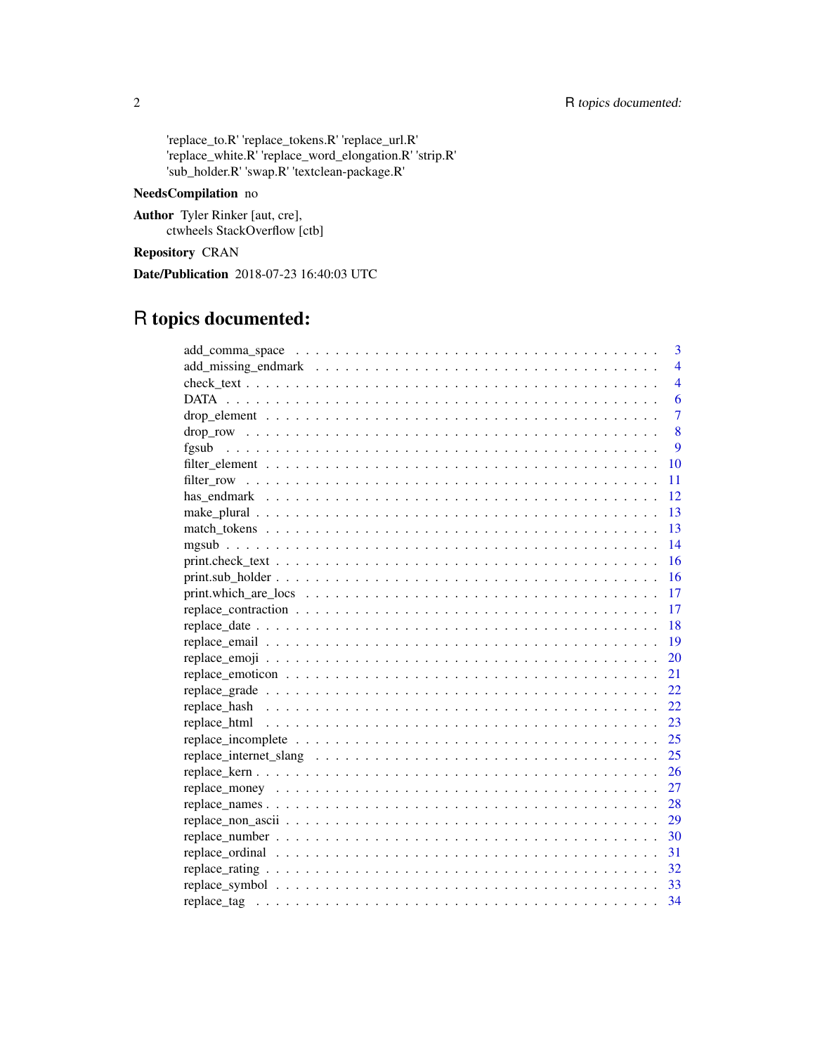'replace_to.R' 'replace_tokens.R' 'replace_url.R'
'replace_white.R' 'replace_word_elongation.R' 'strip.R'
'sub_holder.R' 'swap.R' 'textclean-package.R'

**NeedsCompilation** no

**Author** Tyler Rinker [aut, cre],
ctwheels StackOverflow [ctb]

**Repository** CRAN

**Date/Publication** 2018-07-23 16:40:03 UTC

# R topics documented:

| | |
|---|---|
| add_comma_space | 3 |
| add_missing_endmark | 4 |
| check_text | 4 |
| DATA | 6 |
| drop_element | 7 |
| drop_row | 8 |
| fgsub | 9 |
| filter_element | 10 |
| filter_row | 11 |
| has_endmark | 12 |
| make_plural | 13 |
| match_tokens | 13 |
| mgsub | 14 |
| print.check_text | 16 |
| print.sub_holder | 16 |
| print.which_are_locs | 17 |
| replace_contraction | 17 |
| replace_date | 18 |
| replace_email | 19 |
| replace_emoji | 20 |
| replace_emoticon | 21 |
| replace_grade | 22 |
| replace_hash | 22 |
| replace_html | 23 |
| replace_incomplete | 25 |
| replace_internet_slang | 25 |
| replace_kern | 26 |
| replace_money | 27 |
| replace_names | 28 |
| replace_non_ascii | 29 |
| replace_number | 30 |
| replace_ordinal | 31 |
| replace_rating | 32 |
| replace_symbol | 33 |
| replace_tag | 34 |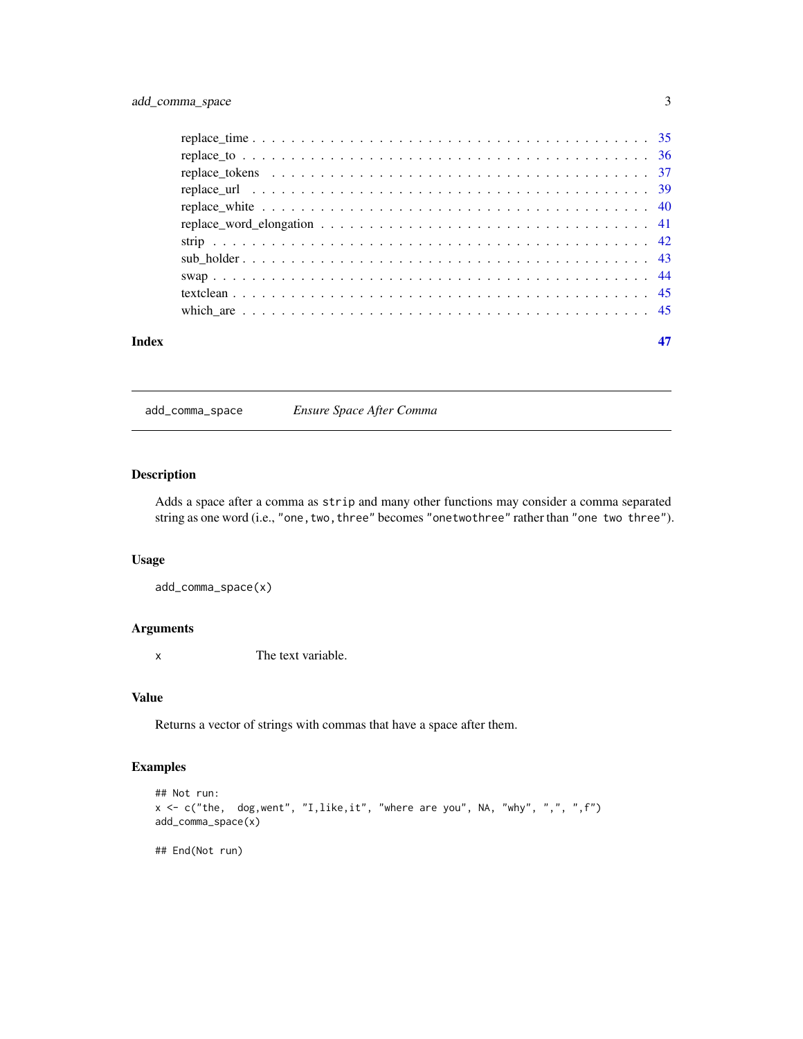replace_time . . . . . . . . . . . . . . . . . . . . . . . . . . . . . . . . . . . . . . 35
replace_to . . . . . . . . . . . . . . . . . . . . . . . . . . . . . . . . . . . . . . . 36
replace_tokens . . . . . . . . . . . . . . . . . . . . . . . . . . . . . . . . . . . . . 37
replace_url . . . . . . . . . . . . . . . . . . . . . . . . . . . . . . . . . . . . . . . 39
replace_white . . . . . . . . . . . . . . . . . . . . . . . . . . . . . . . . . . . . . . 40
replace_word_elongation . . . . . . . . . . . . . . . . . . . . . . . . . . . . . . . . . 41
strip . . . . . . . . . . . . . . . . . . . . . . . . . . . . . . . . . . . . . . . . . . 42
sub_holder . . . . . . . . . . . . . . . . . . . . . . . . . . . . . . . . . . . . . . . . 43
swap . . . . . . . . . . . . . . . . . . . . . . . . . . . . . . . . . . . . . . . . . . . 44
textclean . . . . . . . . . . . . . . . . . . . . . . . . . . . . . . . . . . . . . . . . 45
which_are . . . . . . . . . . . . . . . . . . . . . . . . . . . . . . . . . . . . . . . . 45

**Index** **47**

---

## add_comma_space *Ensure Space After Comma*

---

### Description

Adds a space after a comma as `strip` and many other functions may consider a comma separated string as one word (i.e., `"one,two,three"` becomes `"onetwothree"` rather than `"one two three"`).

### Usage

```
add_comma_space(x)
```

### Arguments

`x` The text variable.

### Value

Returns a vector of strings with commas that have a space after them.

### Examples

```
## Not run:
x <- c("the,  dog,went", "I,like,it", "where are you", NA, "why", ",", ",f")
add_comma_space(x)

## End(Not run)
```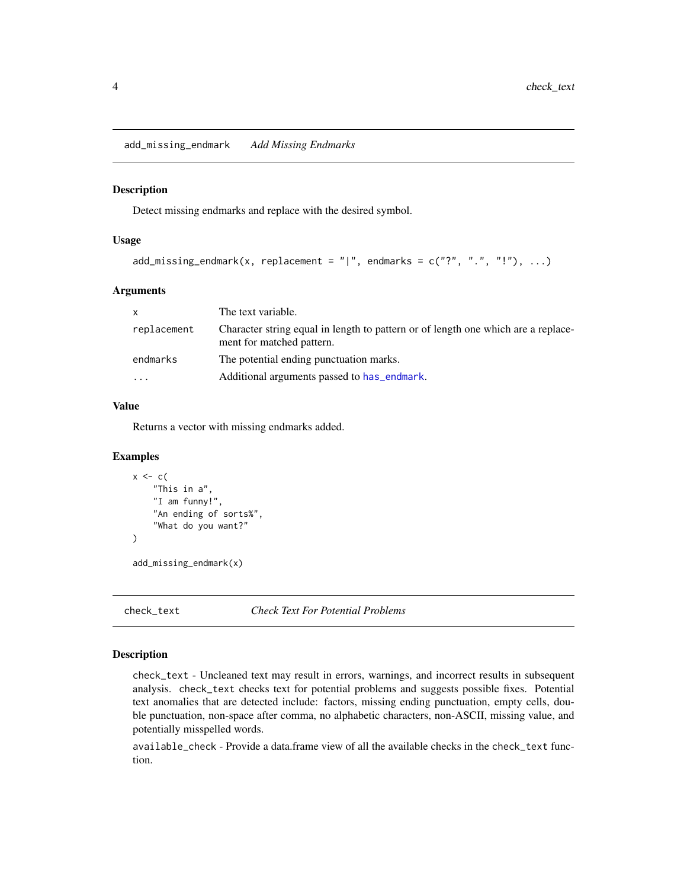## add_missing_endmark *Add Missing Endmarks*

### Description

Detect missing endmarks and replace with the desired symbol.

### Usage

```
add_missing_endmark(x, replacement = "|", endmarks = c("?", ".", "!"), ...)
```

### Arguments

| | |
|---|---|
| x | The text variable. |
| replacement | Character string equal in length to pattern or of length one which are a replacement for matched pattern. |
| endmarks | The potential ending punctuation marks. |
| ... | Additional arguments passed to has_endmark. |

### Value

Returns a vector with missing endmarks added.

### Examples

```
x <- c(
    "This in a",
    "I am funny!",
    "An ending of sorts%",
    "What do you want?"
)

add_missing_endmark(x)
```

## check_text *Check Text For Potential Problems*

### Description

check_text - Uncleaned text may result in errors, warnings, and incorrect results in subsequent analysis. check_text checks text for potential problems and suggests possible fixes. Potential text anomalies that are detected include: factors, missing ending punctuation, empty cells, double punctuation, non-space after comma, no alphabetic characters, non-ASCII, missing value, and potentially misspelled words.

available_check - Provide a data.frame view of all the available checks in the check_text function.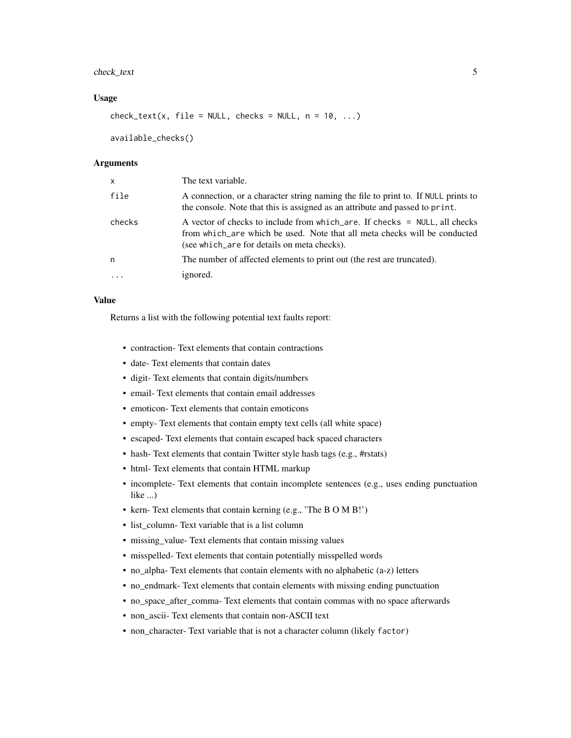### Usage

```
check_text(x, file = NULL, checks = NULL, n = 10, ...)

available_checks()
```

### Arguments

| Argument | Description |
|---|---|
| x | The text variable. |
| file | A connection, or a character string naming the file to print to. If NULL prints to the console. Note that this is assigned as an attribute and passed to `print`. |
| checks | A vector of checks to include from `which_are`. If `checks = NULL`, all checks from `which_are` which be used. Note that all meta checks will be conducted (see `which_are` for details on meta checks). |
| n | The number of affected elements to print out (the rest are truncated). |
| ... | ignored. |

### Value

Returns a list with the following potential text faults report:

- contraction- Text elements that contain contractions
- date- Text elements that contain dates
- digit- Text elements that contain digits/numbers
- email- Text elements that contain email addresses
- emoticon- Text elements that contain emoticons
- empty- Text elements that contain empty text cells (all white space)
- escaped- Text elements that contain escaped back spaced characters
- hash- Text elements that contain Twitter style hash tags (e.g., #rstats)
- html- Text elements that contain HTML markup
- incomplete- Text elements that contain incomplete sentences (e.g., uses ending punctuation like ...)
- kern- Text elements that contain kerning (e.g., 'The B O M B!')
- list_column- Text variable that is a list column
- missing_value- Text elements that contain missing values
- misspelled- Text elements that contain potentially misspelled words
- no_alpha- Text elements that contain elements with no alphabetic (a-z) letters
- no_endmark- Text elements that contain elements with missing ending punctuation
- no_space_after_comma- Text elements that contain commas with no space afterwards
- non_ascii- Text elements that contain non-ASCII text
- non_character- Text variable that is not a character column (likely `factor`)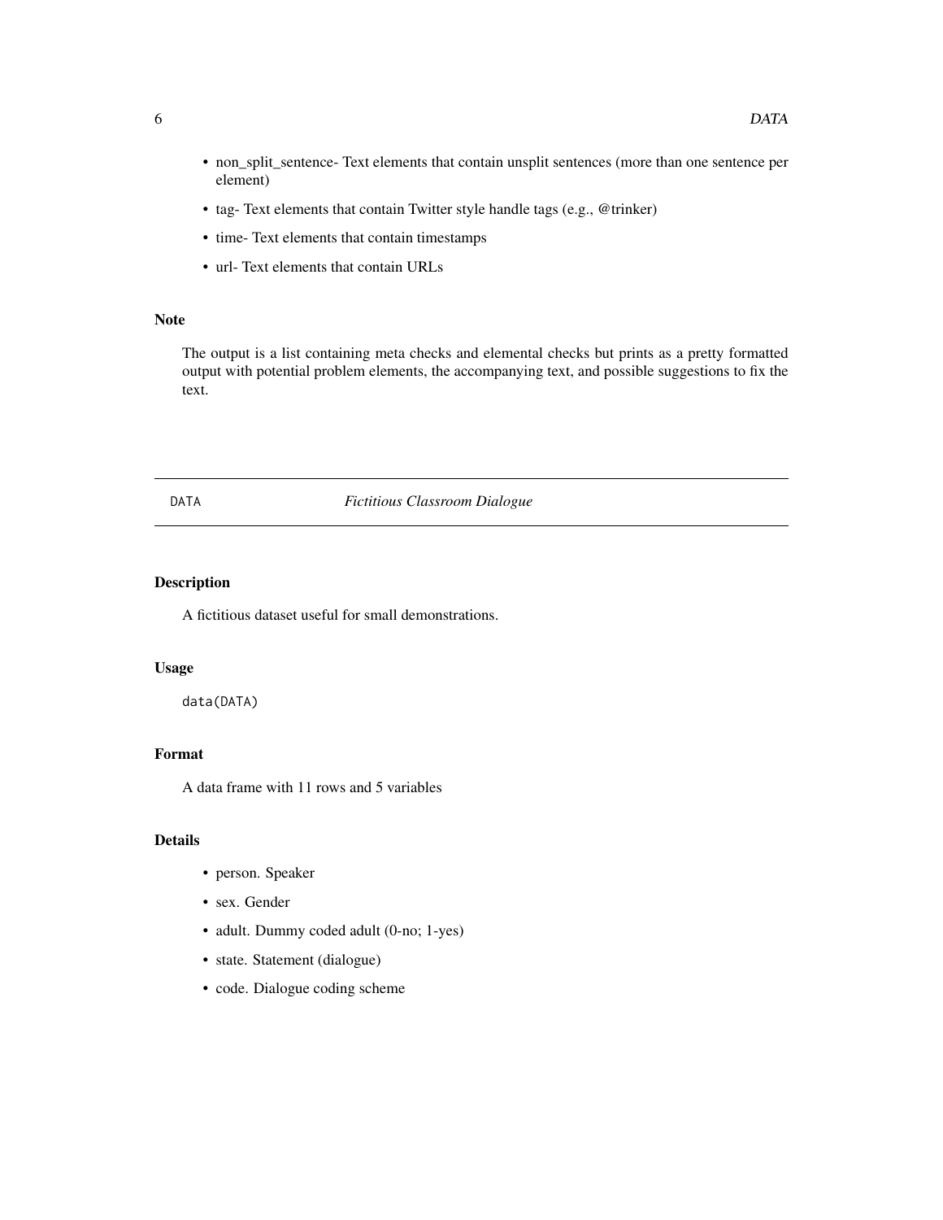- non_split_sentence- Text elements that contain unsplit sentences (more than one sentence per element)
- tag- Text elements that contain Twitter style handle tags (e.g., @trinker)
- time- Text elements that contain timestamps
- url- Text elements that contain URLs

### Note

The output is a list containing meta checks and elemental checks but prints as a pretty formatted output with potential problem elements, the accompanying text, and possible suggestions to fix the text.

---

## DATA — *Fictitious Classroom Dialogue*

---

### Description

A fictitious dataset useful for small demonstrations.

### Usage

```
data(DATA)
```

### Format

A data frame with 11 rows and 5 variables

### Details

- person. Speaker
- sex. Gender
- adult. Dummy coded adult (0-no; 1-yes)
- state. Statement (dialogue)
- code. Dialogue coding scheme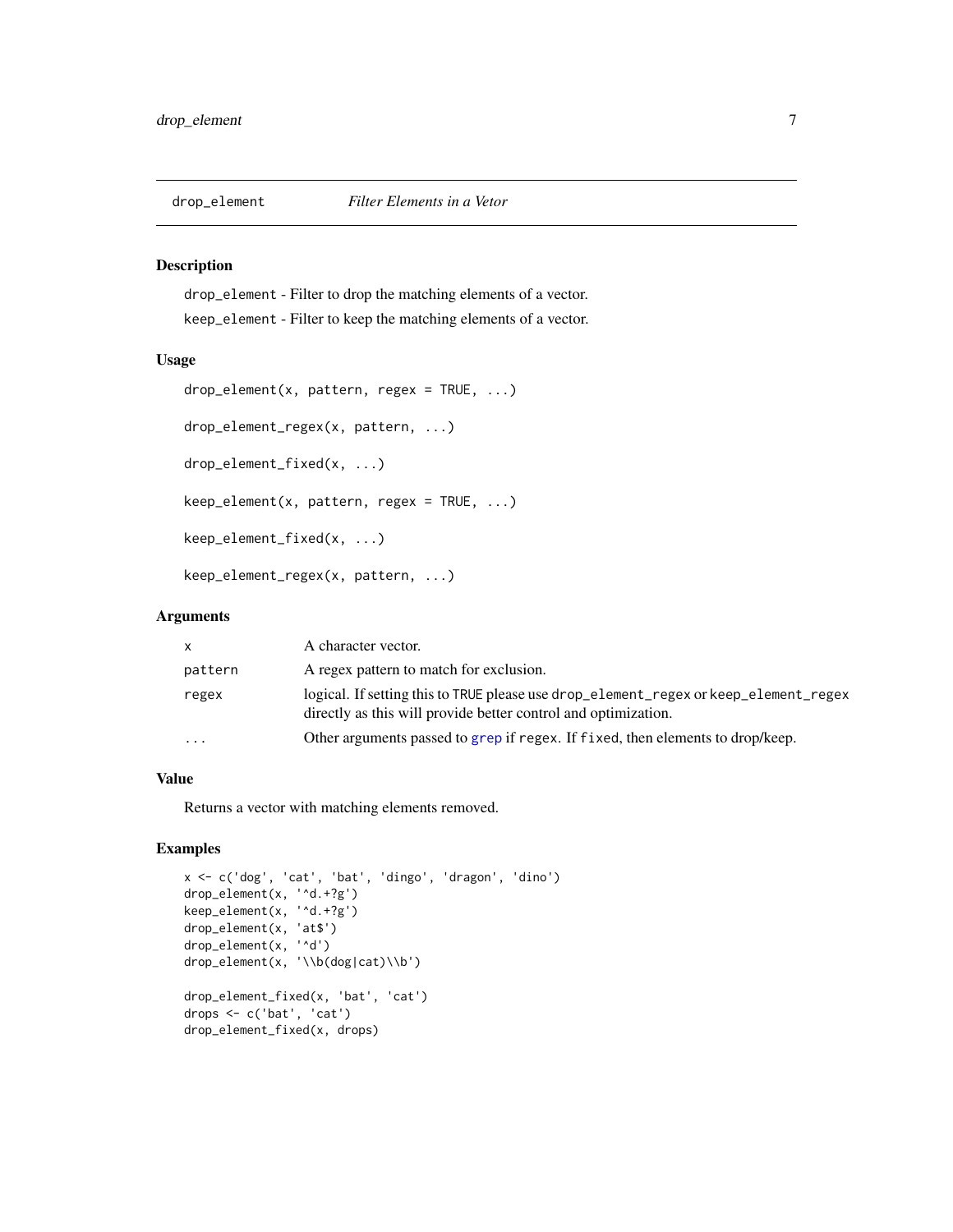drop_element    *Filter Elements in a Vetor*

## Description

`drop_element` - Filter to drop the matching elements of a vector.

`keep_element` - Filter to keep the matching elements of a vector.

## Usage

```
drop_element(x, pattern, regex = TRUE, ...)

drop_element_regex(x, pattern, ...)

drop_element_fixed(x, ...)

keep_element(x, pattern, regex = TRUE, ...)

keep_element_fixed(x, ...)

keep_element_regex(x, pattern, ...)
```

## Arguments

| | |
|---|---|
| `x` | A character vector. |
| `pattern` | A regex pattern to match for exclusion. |
| `regex` | logical. If setting this to `TRUE` please use `drop_element_regex` or `keep_element_regex` directly as this will provide better control and optimization. |
| `...` | Other arguments passed to `grep` if `regex`. If `fixed`, then elements to drop/keep. |

## Value

Returns a vector with matching elements removed.

## Examples

```
x <- c('dog', 'cat', 'bat', 'dingo', 'dragon', 'dino')
drop_element(x, '^d.+?g')
keep_element(x, '^d.+?g')
drop_element(x, 'at$')
drop_element(x, '^d')
drop_element(x, '\\b(dog|cat)\\b')

drop_element_fixed(x, 'bat', 'cat')
drops <- c('bat', 'cat')
drop_element_fixed(x, drops)
```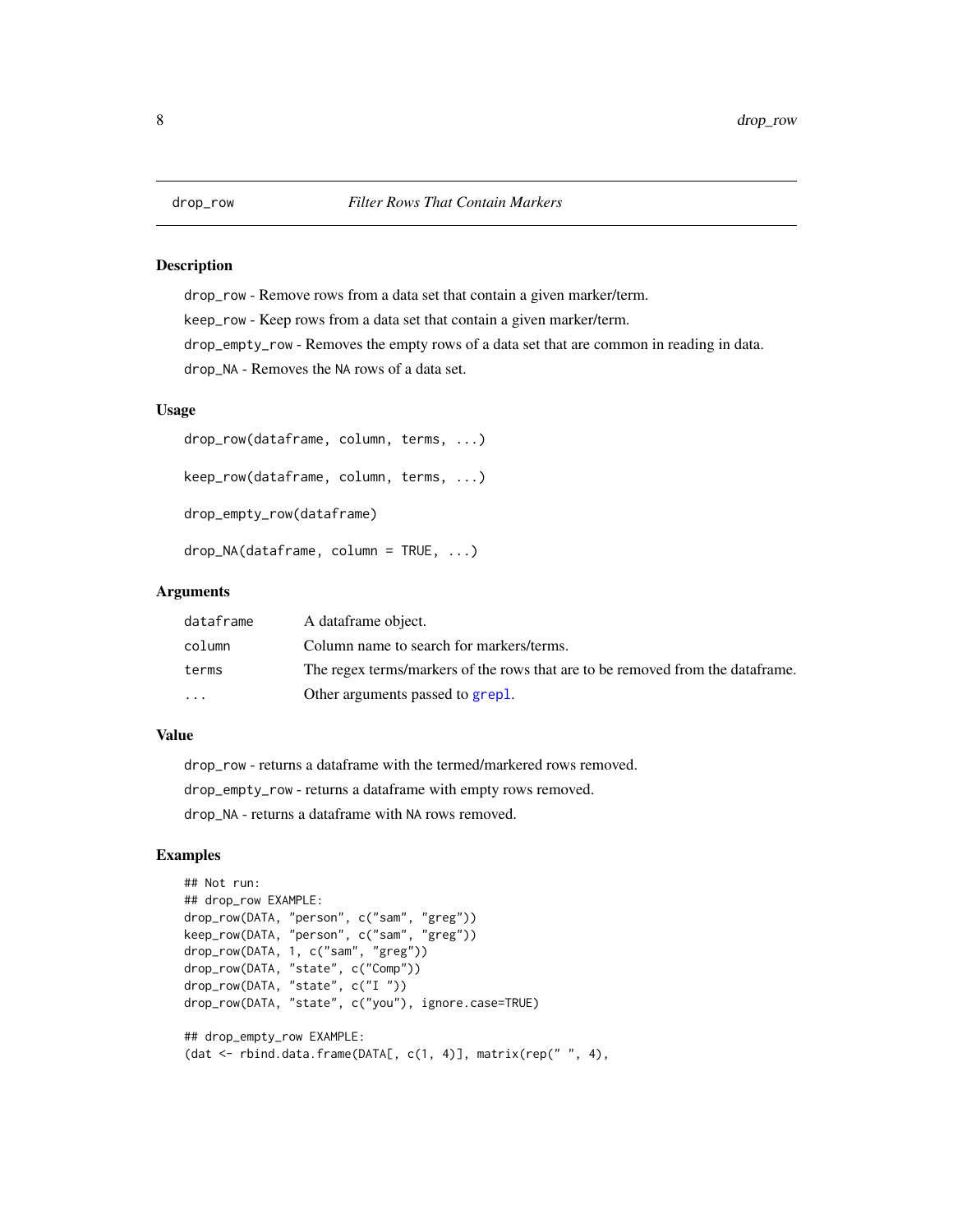drop_row — *Filter Rows That Contain Markers*

## Description

drop_row - Remove rows from a data set that contain a given marker/term.

keep_row - Keep rows from a data set that contain a given marker/term.

drop_empty_row - Removes the empty rows of a data set that are common in reading in data.

drop_NA - Removes the NA rows of a data set.

## Usage

```
drop_row(dataframe, column, terms, ...)

keep_row(dataframe, column, terms, ...)

drop_empty_row(dataframe)

drop_NA(dataframe, column = TRUE, ...)
```

## Arguments

| | |
|---|---|
| dataframe | A dataframe object. |
| column | Column name to search for markers/terms. |
| terms | The regex terms/markers of the rows that are to be removed from the dataframe. |
| ... | Other arguments passed to grepl. |

## Value

drop_row - returns a dataframe with the termed/markered rows removed.

drop_empty_row - returns a dataframe with empty rows removed.

drop_NA - returns a dataframe with NA rows removed.

## Examples

```
## Not run:
## drop_row EXAMPLE:
drop_row(DATA, "person", c("sam", "greg"))
keep_row(DATA, "person", c("sam", "greg"))
drop_row(DATA, 1, c("sam", "greg"))
drop_row(DATA, "state", c("Comp"))
drop_row(DATA, "state", c("I "))
drop_row(DATA, "state", c("you"), ignore.case=TRUE)

## drop_empty_row EXAMPLE:
(dat <- rbind.data.frame(DATA[, c(1, 4)], matrix(rep(" ", 4),
```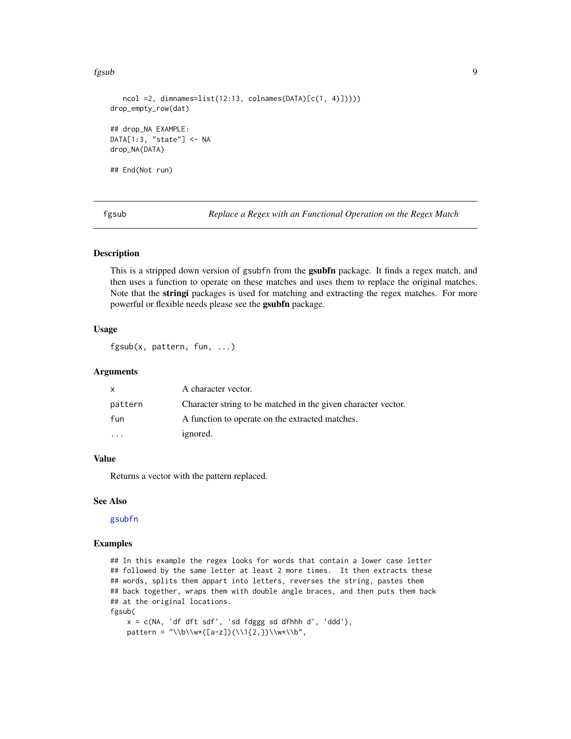```
    ncol =2, dimnames=list(12:13, colnames(DATA)[c(1, 4)]))))
drop_empty_row(dat)

## drop_NA EXAMPLE:
DATA[1:3, "state"] <- NA
drop_NA(DATA)

## End(Not run)
```

## fgsub — *Replace a Regex with an Functional Operation on the Regex Match*

### Description

This is a stripped down version of gsubfn from the **gsubfn** package. It finds a regex match, and then uses a function to operate on these matches and uses them to replace the original matches. Note that the **stringi** packages is used for matching and extracting the regex matches. For more powerful or flexible needs please see the **gsubfn** package.

### Usage

```
fgsub(x, pattern, fun, ...)
```

### Arguments

| | |
|---|---|
| x | A character vector. |
| pattern | Character string to be matched in the given character vector. |
| fun | A function to operate on the extracted matches. |
| ... | ignored. |

### Value

Returns a vector with the pattern replaced.

### See Also

gsubfn

### Examples

```
## In this example the regex looks for words that contain a lower case letter
## followed by the same letter at least 2 more times.  It then extracts these
## words, splits them appart into letters, reverses the string, pastes them
## back together, wraps them with double angle braces, and then puts them back
## at the original locations.
fgsub(
    x = c(NA, 'df dft sdf', 'sd fdggg sd dfhhh d', 'ddd'),
    pattern = "\\b\\w*([a-z])(\\1{2,})\\w*\\b",
```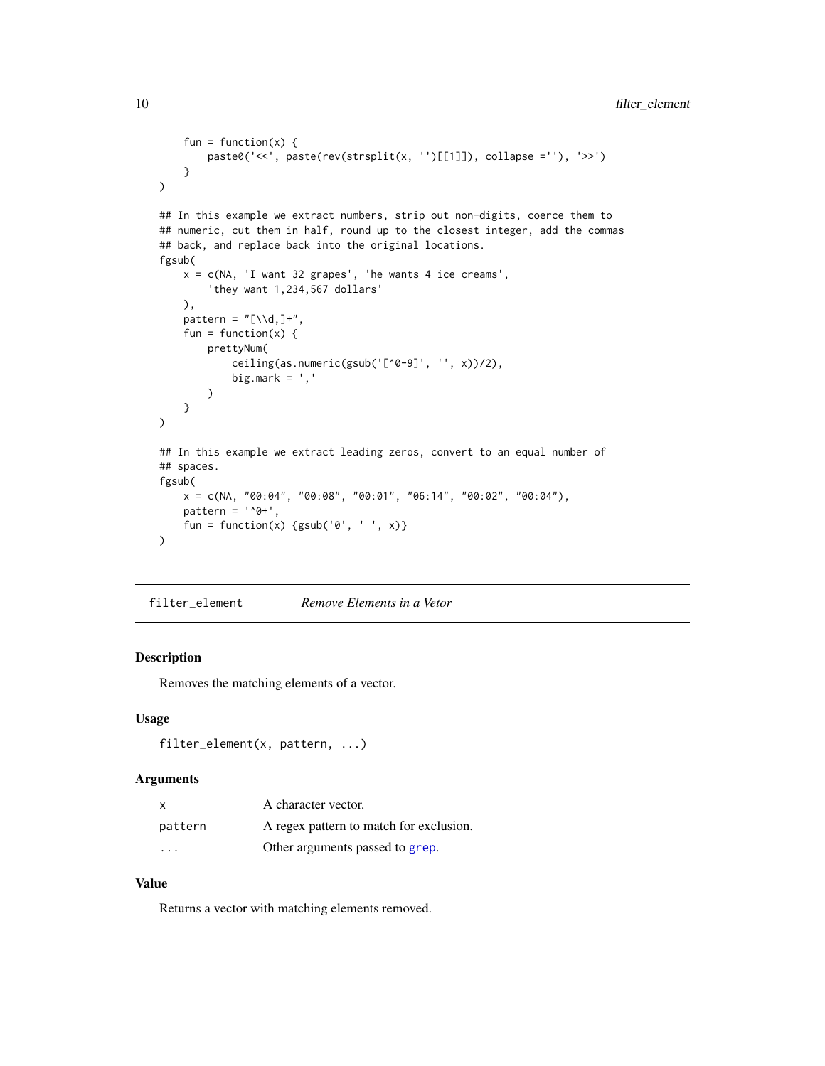```
    fun = function(x) {
        paste0('<<', paste(rev(strsplit(x, '')[[1]]), collapse =''), '>>')
    }
)

## In this example we extract numbers, strip out non-digits, coerce them to
## numeric, cut them in half, round up to the closest integer, add the commas
## back, and replace back into the original locations.
fgsub(
    x = c(NA, 'I want 32 grapes', 'he wants 4 ice creams',
        'they want 1,234,567 dollars'
    ),
    pattern = "[\\d,]+",
    fun = function(x) {
        prettyNum(
            ceiling(as.numeric(gsub('[^0-9]', '', x))/2),
            big.mark = ','
        )
    }
)

## In this example we extract leading zeros, convert to an equal number of
## spaces.
fgsub(
    x = c(NA, "00:04", "00:08", "00:01", "06:14", "00:02", "00:04"),
    pattern = '^0+',
    fun = function(x) {gsub('0', ' ', x)}
)
```

## filter_element *Remove Elements in a Vetor*

### Description

Removes the matching elements of a vector.

### Usage

```
filter_element(x, pattern, ...)
```

### Arguments

| | |
|---|---|
| x | A character vector. |
| pattern | A regex pattern to match for exclusion. |
| ... | Other arguments passed to grep. |

### Value

Returns a vector with matching elements removed.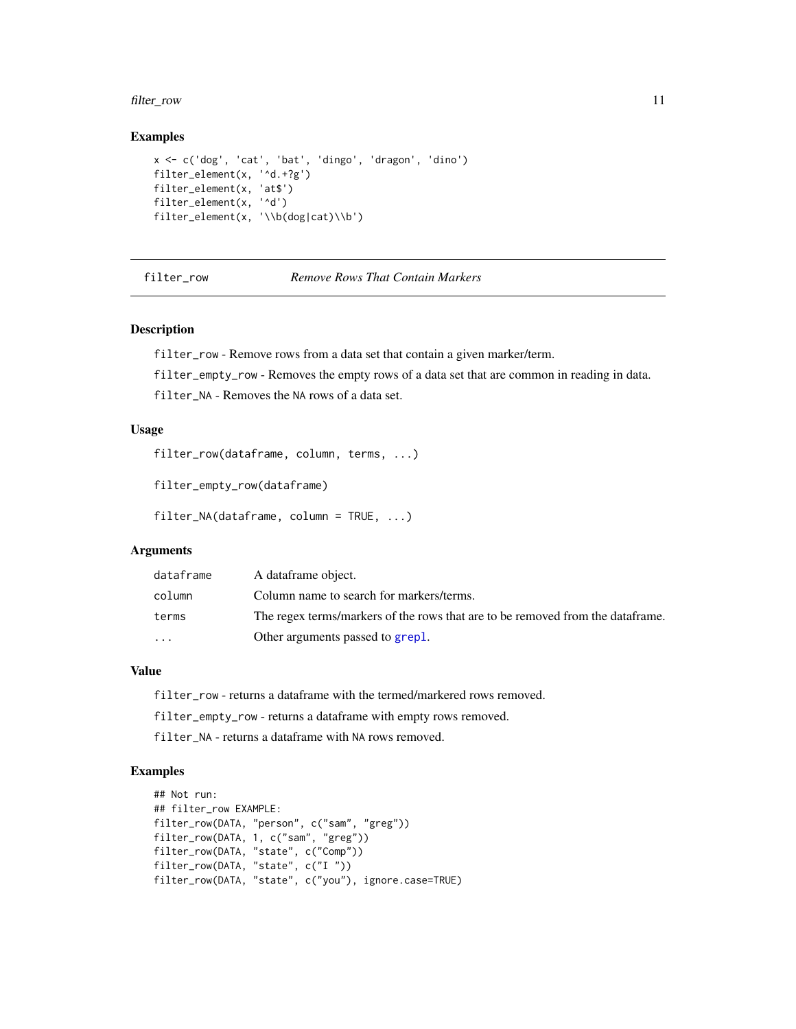### Examples

```
x <- c('dog', 'cat', 'bat', 'dingo', 'dragon', 'dino')
filter_element(x, '^d.+?g')
filter_element(x, 'at$')
filter_element(x, '^d')
filter_element(x, '\\b(dog|cat)\\b')
```

---

## filter_row — *Remove Rows That Contain Markers*

### Description

`filter_row` - Remove rows from a data set that contain a given marker/term.

`filter_empty_row` - Removes the empty rows of a data set that are common in reading in data.

`filter_NA` - Removes the `NA` rows of a data set.

### Usage

```
filter_row(dataframe, column, terms, ...)

filter_empty_row(dataframe)

filter_NA(dataframe, column = TRUE, ...)
```

### Arguments

| | |
|---|---|
| `dataframe` | A dataframe object. |
| `column` | Column name to search for markers/terms. |
| `terms` | The regex terms/markers of the rows that are to be removed from the dataframe. |
| `...` | Other arguments passed to `grepl`. |

### Value

`filter_row` - returns a dataframe with the termed/markered rows removed.

`filter_empty_row` - returns a dataframe with empty rows removed.

`filter_NA` - returns a dataframe with `NA` rows removed.

### Examples

```
## Not run:
## filter_row EXAMPLE:
filter_row(DATA, "person", c("sam", "greg"))
filter_row(DATA, 1, c("sam", "greg"))
filter_row(DATA, "state", c("Comp"))
filter_row(DATA, "state", c("I "))
filter_row(DATA, "state", c("you"), ignore.case=TRUE)
```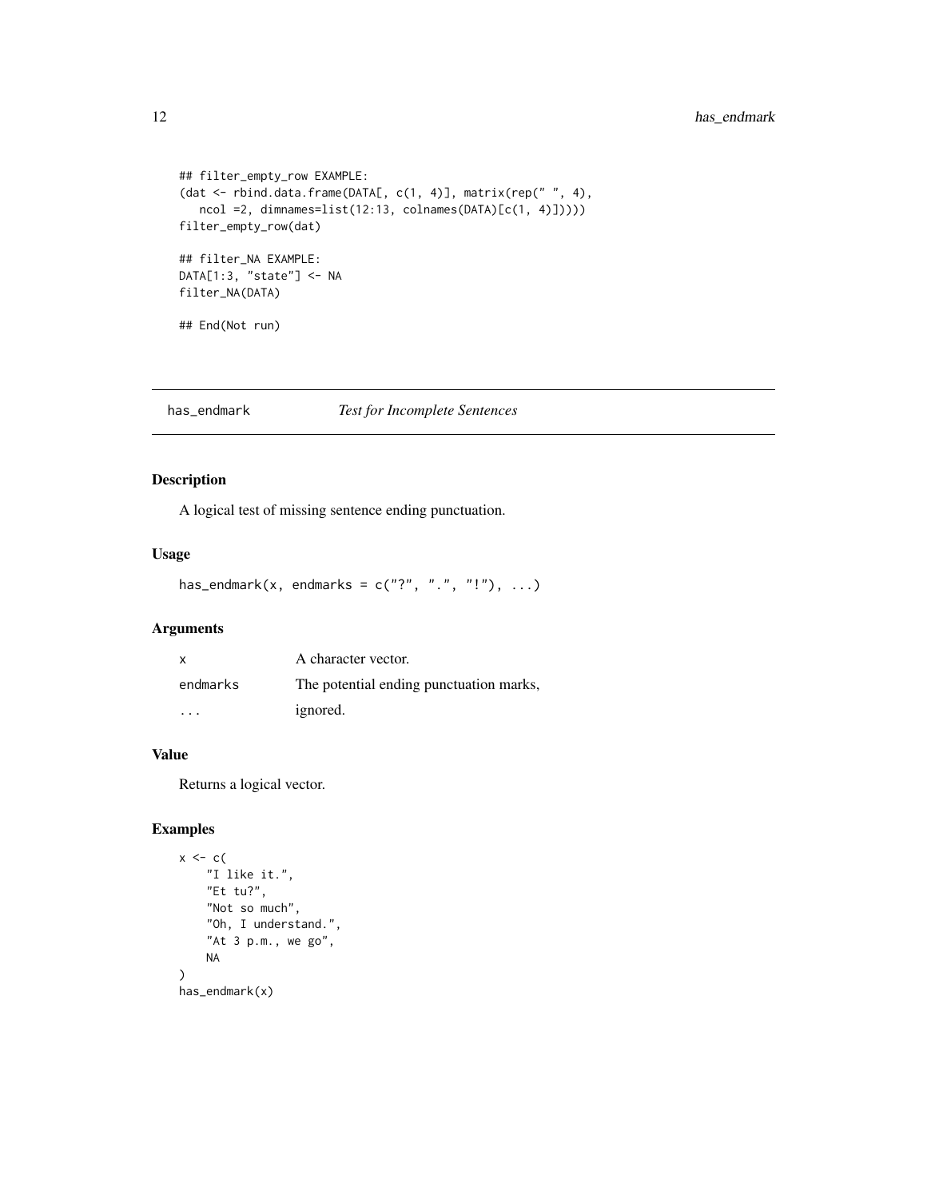```
## filter_empty_row EXAMPLE:
(dat <- rbind.data.frame(DATA[, c(1, 4)], matrix(rep(" ", 4),
   ncol =2, dimnames=list(12:13, colnames(DATA)[c(1, 4)]))))
filter_empty_row(dat)

## filter_NA EXAMPLE:
DATA[1:3, "state"] <- NA
filter_NA(DATA)

## End(Not run)
```

## has_endmark — *Test for Incomplete Sentences*

### Description

A logical test of missing sentence ending punctuation.

### Usage

```
has_endmark(x, endmarks = c("?", ".", "!"), ...)
```

### Arguments

| | |
|---|---|
| x | A character vector. |
| endmarks | The potential ending punctuation marks, |
| ... | ignored. |

### Value

Returns a logical vector.

### Examples

```
x <- c(
    "I like it.",
    "Et tu?",
    "Not so much",
    "Oh, I understand.",
    "At 3 p.m., we go",
    NA
)
has_endmark(x)
```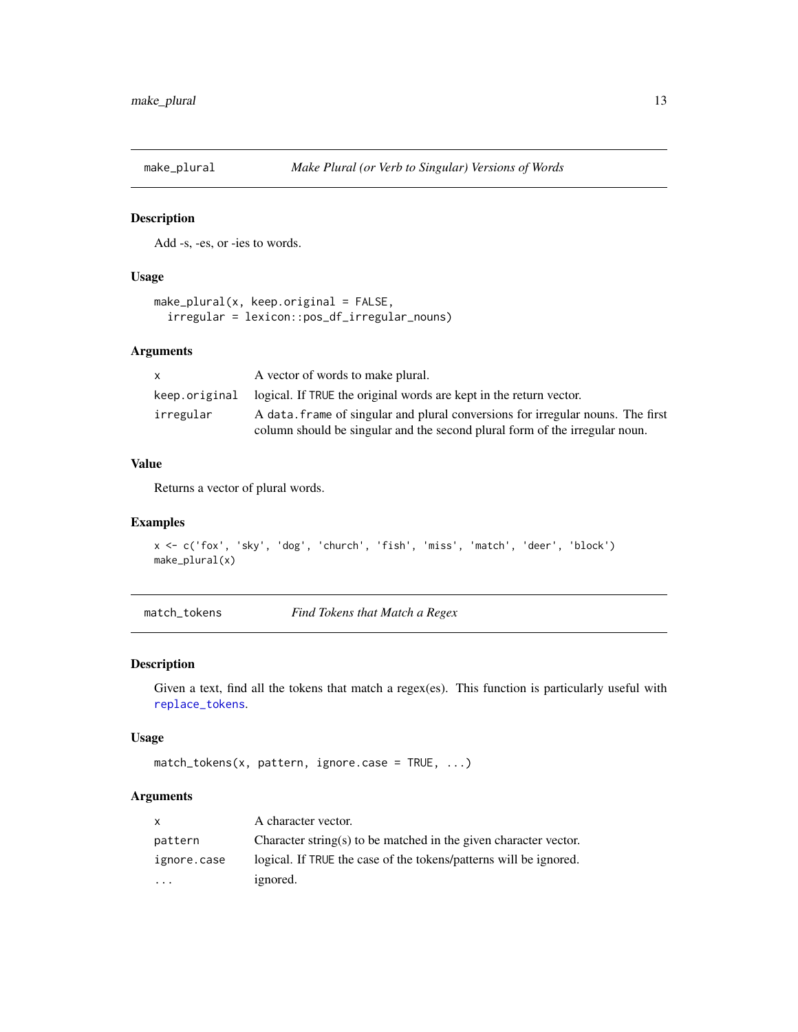## make_plural — *Make Plural (or Verb to Singular) Versions of Words*

### Description

Add -s, -es, or -ies to words.

### Usage

```
make_plural(x, keep.original = FALSE,
  irregular = lexicon::pos_df_irregular_nouns)
```

### Arguments

| | |
|---|---|
| `x` | A vector of words to make plural. |
| `keep.original` | logical. If `TRUE` the original words are kept in the return vector. |
| `irregular` | A `data.frame` of singular and plural conversions for irregular nouns. The first column should be singular and the second plural form of the irregular noun. |

### Value

Returns a vector of plural words.

### Examples

```
x <- c('fox', 'sky', 'dog', 'church', 'fish', 'miss', 'match', 'deer', 'block')
make_plural(x)
```

## match_tokens — *Find Tokens that Match a Regex*

### Description

Given a text, find all the tokens that match a regex(es). This function is particularly useful with `replace_tokens`.

### Usage

```
match_tokens(x, pattern, ignore.case = TRUE, ...)
```

### Arguments

| | |
|---|---|
| `x` | A character vector. |
| `pattern` | Character string(s) to be matched in the given character vector. |
| `ignore.case` | logical. If `TRUE` the case of the tokens/patterns will be ignored. |
| `...` | ignored. |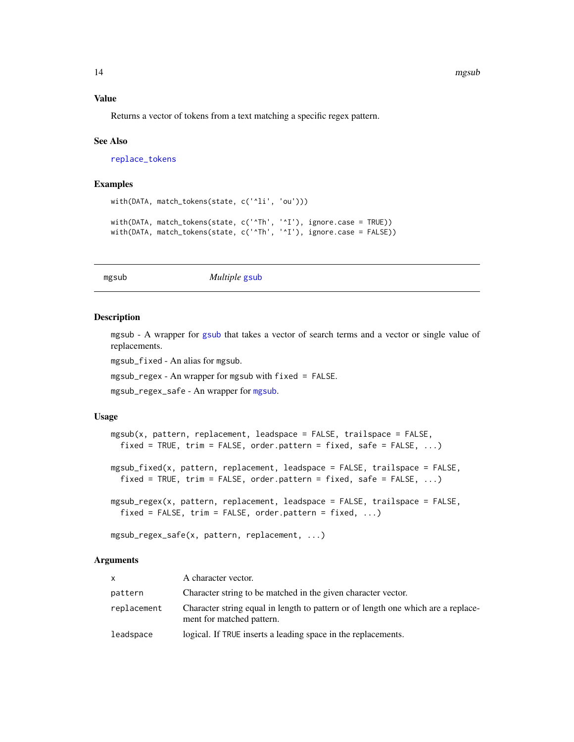### Value

Returns a vector of tokens from a text matching a specific regex pattern.

### See Also

replace_tokens

### Examples

```
with(DATA, match_tokens(state, c('^li', 'ou')))

with(DATA, match_tokens(state, c('^Th', '^I'), ignore.case = TRUE))
with(DATA, match_tokens(state, c('^Th', '^I'), ignore.case = FALSE))
```

---

## mgsub — *Multiple* gsub

### Description

mgsub - A wrapper for gsub that takes a vector of search terms and a vector or single value of replacements.

mgsub_fixed - An alias for mgsub.

mgsub_regex - An wrapper for mgsub with fixed = FALSE.

mgsub_regex_safe - An wrapper for mgsub.

### Usage

```
mgsub(x, pattern, replacement, leadspace = FALSE, trailspace = FALSE,
  fixed = TRUE, trim = FALSE, order.pattern = fixed, safe = FALSE, ...)

mgsub_fixed(x, pattern, replacement, leadspace = FALSE, trailspace = FALSE,
  fixed = TRUE, trim = FALSE, order.pattern = fixed, safe = FALSE, ...)

mgsub_regex(x, pattern, replacement, leadspace = FALSE, trailspace = FALSE,
  fixed = FALSE, trim = FALSE, order.pattern = fixed, ...)

mgsub_regex_safe(x, pattern, replacement, ...)
```

### Arguments

| | |
|---|---|
| x | A character vector. |
| pattern | Character string to be matched in the given character vector. |
| replacement | Character string equal in length to pattern or of length one which are a replacement for matched pattern. |
| leadspace | logical. If TRUE inserts a leading space in the replacements. |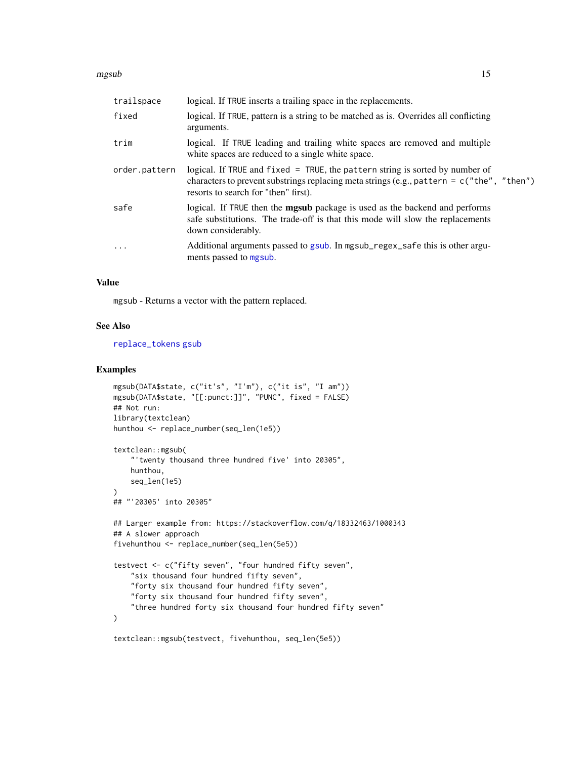| | |
|---|---|
| trailspace | logical. If TRUE inserts a trailing space in the replacements. |
| fixed | logical. If TRUE, pattern is a string to be matched as is. Overrides all conflicting arguments. |
| trim | logical. If TRUE leading and trailing white spaces are removed and multiple white spaces are reduced to a single white space. |
| order.pattern | logical. If TRUE and fixed = TRUE, the pattern string is sorted by number of characters to prevent substrings replacing meta strings (e.g., pattern = c("the", "then") resorts to search for "then" first). |
| safe | logical. If TRUE then the **mgsub** package is used as the backend and performs safe substitutions. The trade-off is that this mode will slow the replacements down considerably. |
| ... | Additional arguments passed to gsub. In mgsub_regex_safe this is other arguments passed to mgsub. |

## Value

mgsub - Returns a vector with the pattern replaced.

## See Also

replace_tokens gsub

## Examples

```
mgsub(DATA$state, c("it's", "I'm"), c("it is", "I am"))
mgsub(DATA$state, "[[:punct:]]", "PUNC", fixed = FALSE)
## Not run:
library(textclean)
hunthou <- replace_number(seq_len(1e5))

textclean::mgsub(
    "'twenty thousand three hundred five' into 20305",
    hunthou,
    seq_len(1e5)
)
## "'20305' into 20305"

## Larger example from: https://stackoverflow.com/q/18332463/1000343
## A slower approach
fivehunthou <- replace_number(seq_len(5e5))

testvect <- c("fifty seven", "four hundred fifty seven",
    "six thousand four hundred fifty seven",
    "forty six thousand four hundred fifty seven",
    "forty six thousand four hundred fifty seven",
    "three hundred forty six thousand four hundred fifty seven"
)

textclean::mgsub(testvect, fivehunthou, seq_len(5e5))
```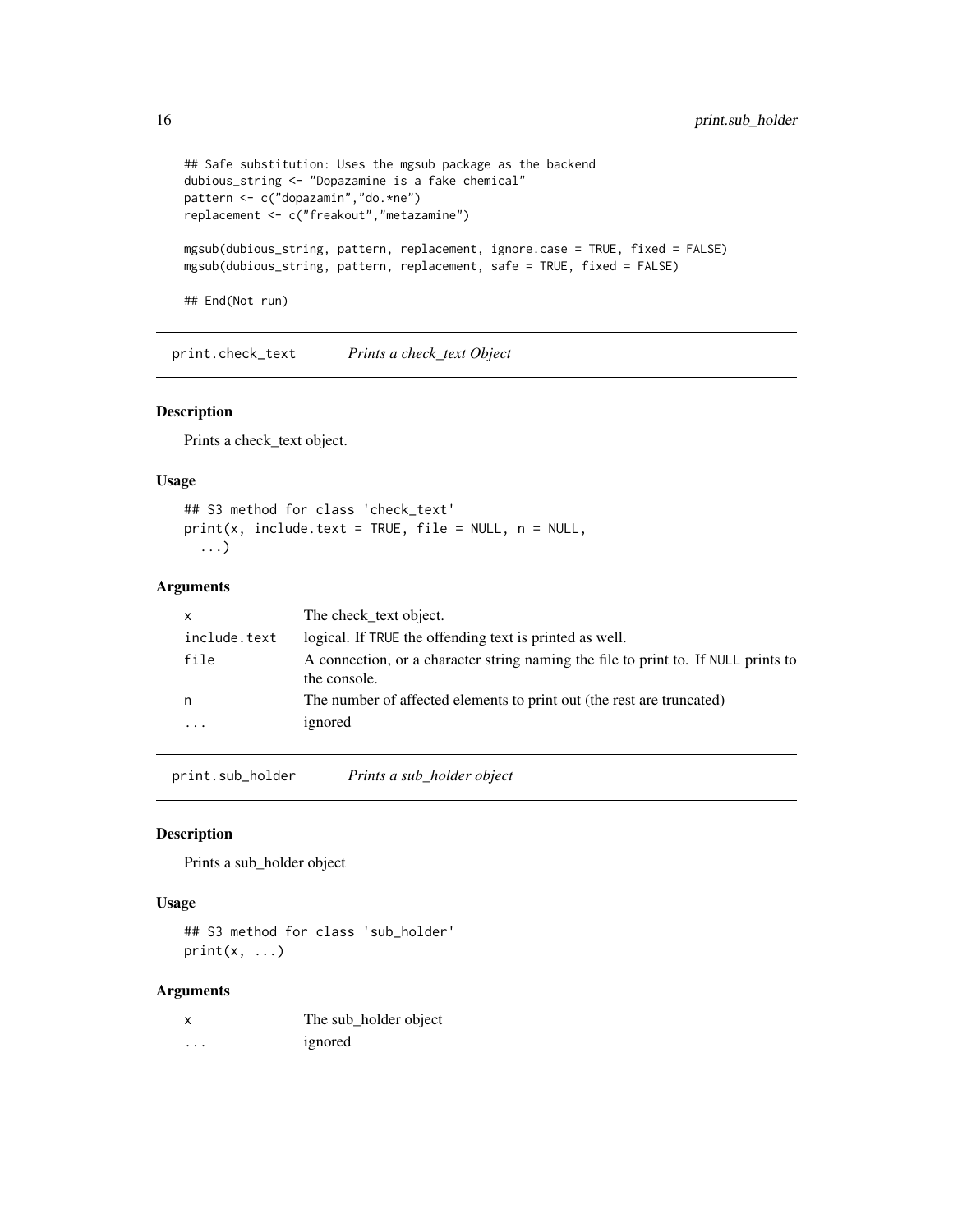```
## Safe substitution: Uses the mgsub package as the backend
dubious_string <- "Dopazamine is a fake chemical"
pattern <- c("dopazamin","do.*ne")
replacement <- c("freakout","metazamine")

mgsub(dubious_string, pattern, replacement, ignore.case = TRUE, fixed = FALSE)
mgsub(dubious_string, pattern, replacement, safe = TRUE, fixed = FALSE)

## End(Not run)
```

## print.check_text    *Prints a check_text Object*

### Description

Prints a check_text object.

### Usage

```
## S3 method for class 'check_text'
print(x, include.text = TRUE, file = NULL, n = NULL,
  ...)
```

### Arguments

| | |
|---|---|
| x | The check_text object. |
| include.text | logical. If TRUE the offending text is printed as well. |
| file | A connection, or a character string naming the file to print to. If NULL prints to the console. |
| n | The number of affected elements to print out (the rest are truncated) |
| ... | ignored |

## print.sub_holder    *Prints a sub_holder object*

### Description

Prints a sub_holder object

### Usage

```
## S3 method for class 'sub_holder'
print(x, ...)
```

### Arguments

| | |
|---|---|
| x | The sub_holder object |
| ... | ignored |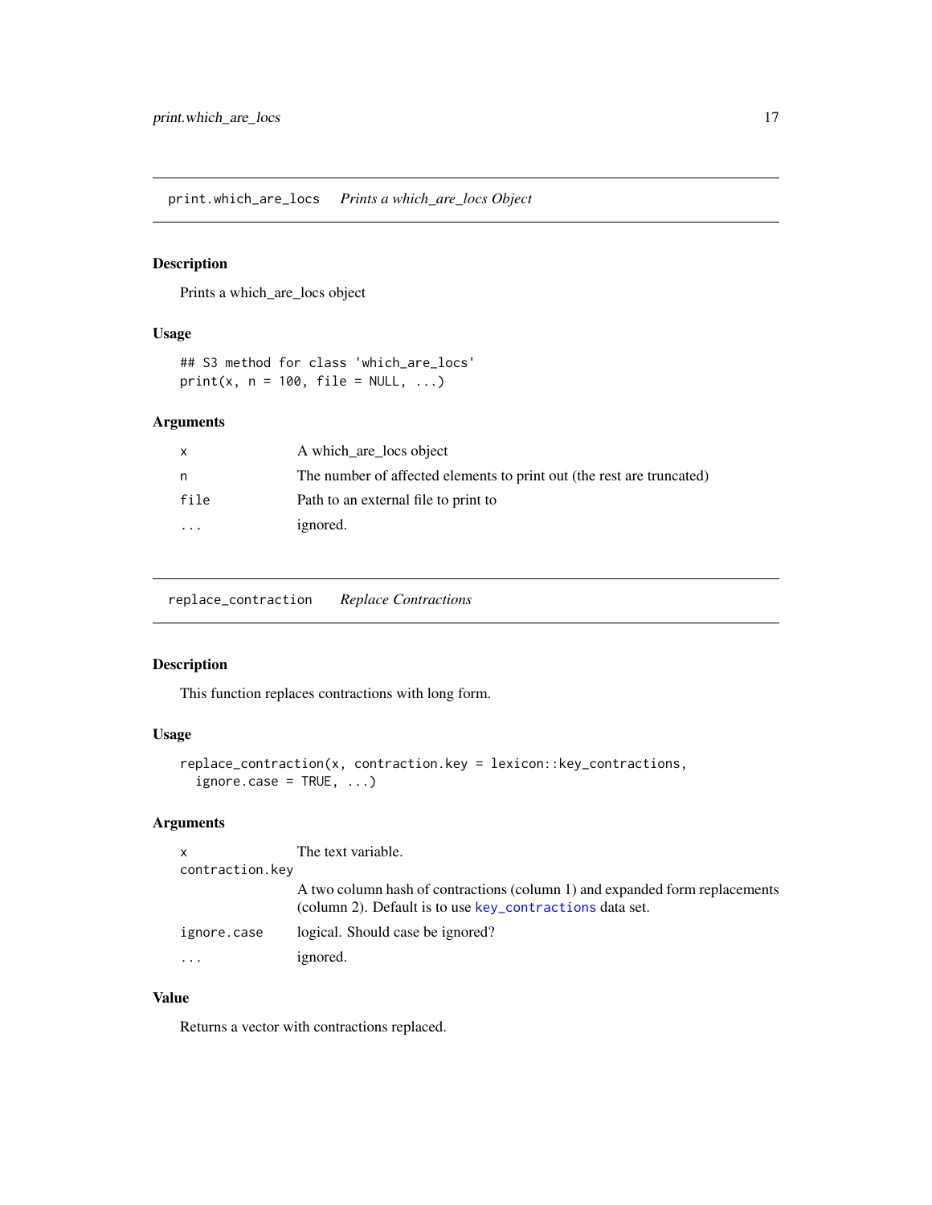## print.which_are_locs *Prints a which_are_locs Object*

### Description

Prints a which_are_locs object

### Usage

```
## S3 method for class 'which_are_locs'
print(x, n = 100, file = NULL, ...)
```

### Arguments

| | |
|---|---|
| x | A which_are_locs object |
| n | The number of affected elements to print out (the rest are truncated) |
| file | Path to an external file to print to |
| ... | ignored. |

## replace_contraction *Replace Contractions*

### Description

This function replaces contractions with long form.

### Usage

```
replace_contraction(x, contraction.key = lexicon::key_contractions,
  ignore.case = TRUE, ...)
```

### Arguments

| | |
|---|---|
| x | The text variable. |
| contraction.key | A two column hash of contractions (column 1) and expanded form replacements (column 2). Default is to use `key_contractions` data set. |
| ignore.case | logical. Should case be ignored? |
| ... | ignored. |

### Value

Returns a vector with contractions replaced.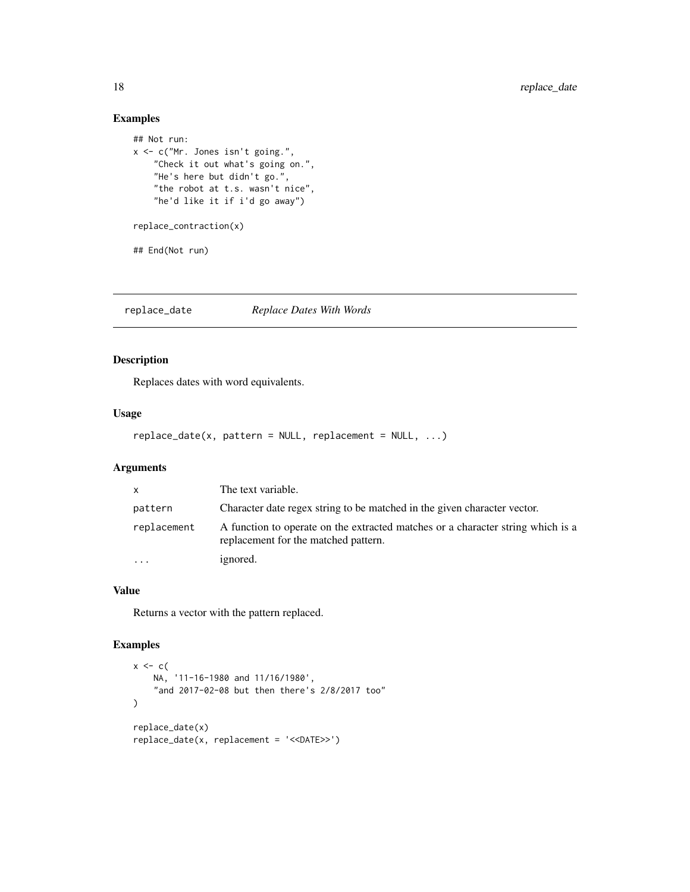## Examples

```
## Not run:
x <- c("Mr. Jones isn't going.",
    "Check it out what's going on.",
    "He's here but didn't go.",
    "the robot at t.s. wasn't nice",
    "he'd like it if i'd go away")

replace_contraction(x)

## End(Not run)
```

---

# replace_date *Replace Dates With Words*

## Description

Replaces dates with word equivalents.

## Usage

```
replace_date(x, pattern = NULL, replacement = NULL, ...)
```

## Arguments

| | |
|---|---|
| x | The text variable. |
| pattern | Character date regex string to be matched in the given character vector. |
| replacement | A function to operate on the extracted matches or a character string which is a replacement for the matched pattern. |
| ... | ignored. |

## Value

Returns a vector with the pattern replaced.

## Examples

```
x <- c(
    NA, '11-16-1980 and 11/16/1980',
    "and 2017-02-08 but then there's 2/8/2017 too"
)

replace_date(x)
replace_date(x, replacement = '<<DATE>>')
```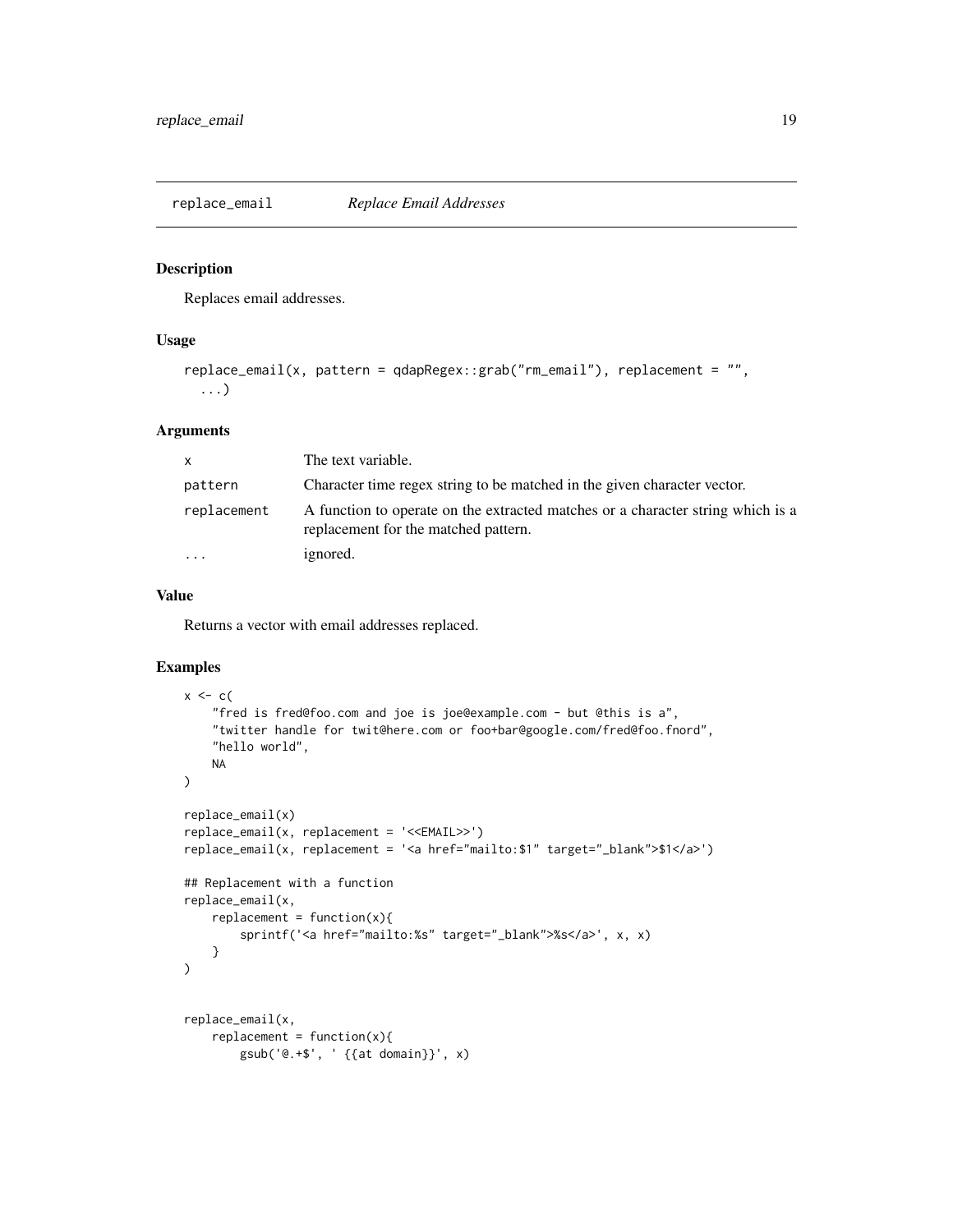## replace_email *Replace Email Addresses*

### Description

Replaces email addresses.

### Usage

```
replace_email(x, pattern = qdapRegex::grab("rm_email"), replacement = "",
  ...)
```

### Arguments

| | |
|---|---|
| x | The text variable. |
| pattern | Character time regex string to be matched in the given character vector. |
| replacement | A function to operate on the extracted matches or a character string which is a replacement for the matched pattern. |
| ... | ignored. |

### Value

Returns a vector with email addresses replaced.

### Examples

```
x <- c(
    "fred is fred@foo.com and joe is joe@example.com - but @this is a",
    "twitter handle for twit@here.com or foo+bar@google.com/fred@foo.fnord",
    "hello world",
    NA
)

replace_email(x)
replace_email(x, replacement = '<<EMAIL>>')
replace_email(x, replacement = '<a href="mailto:$1" target="_blank">$1</a>')

## Replacement with a function
replace_email(x,
    replacement = function(x){
        sprintf('<a href="mailto:%s" target="_blank">%s</a>', x, x)
    }
)


replace_email(x,
    replacement = function(x){
        gsub('@.+$', ' {{at domain}}', x)
```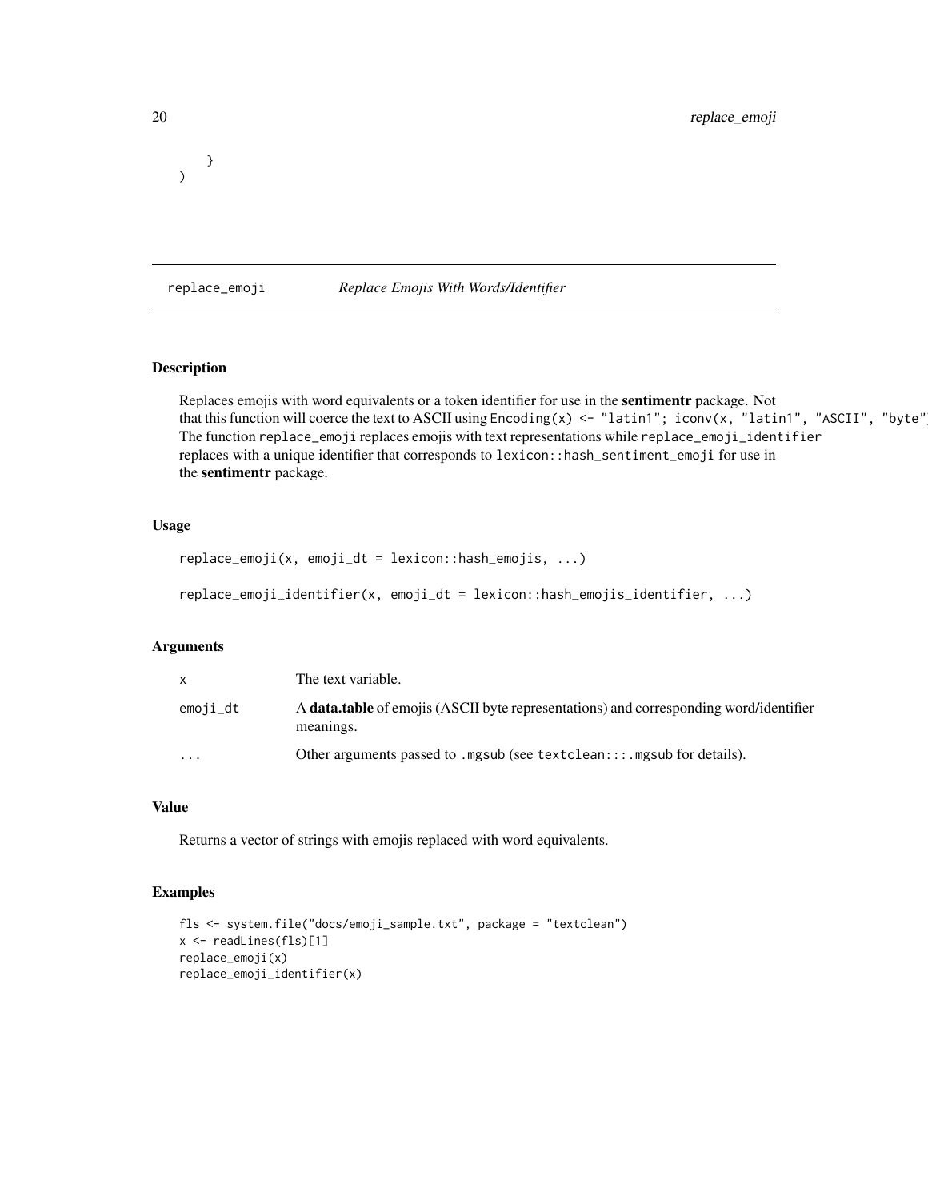```
    }
)
```

## replace_emoji *Replace Emojis With Words/Identifier*

### Description

Replaces emojis with word equivalents or a token identifier for use in the **sentimentr** package. Not that this function will coerce the text to ASCII using `Encoding(x) <- "latin1"; iconv(x, "latin1", "ASCII", "byte")`. The function `replace_emoji` replaces emojis with text representations while `replace_emoji_identifier` replaces with a unique identifier that corresponds to `lexicon::hash_sentiment_emoji` for use in the **sentimentr** package.

### Usage

```
replace_emoji(x, emoji_dt = lexicon::hash_emojis, ...)

replace_emoji_identifier(x, emoji_dt = lexicon::hash_emojis_identifier, ...)
```

### Arguments

| | |
|---|---|
| `x` | The text variable. |
| `emoji_dt` | A **data.table** of emojis (ASCII byte representations) and corresponding word/identifier meanings. |
| `...` | Other arguments passed to `.mgsub` (see `textclean:::.mgsub` for details). |

### Value

Returns a vector of strings with emojis replaced with word equivalents.

### Examples

```
fls <- system.file("docs/emoji_sample.txt", package = "textclean")
x <- readLines(fls)[1]
replace_emoji(x)
replace_emoji_identifier(x)
```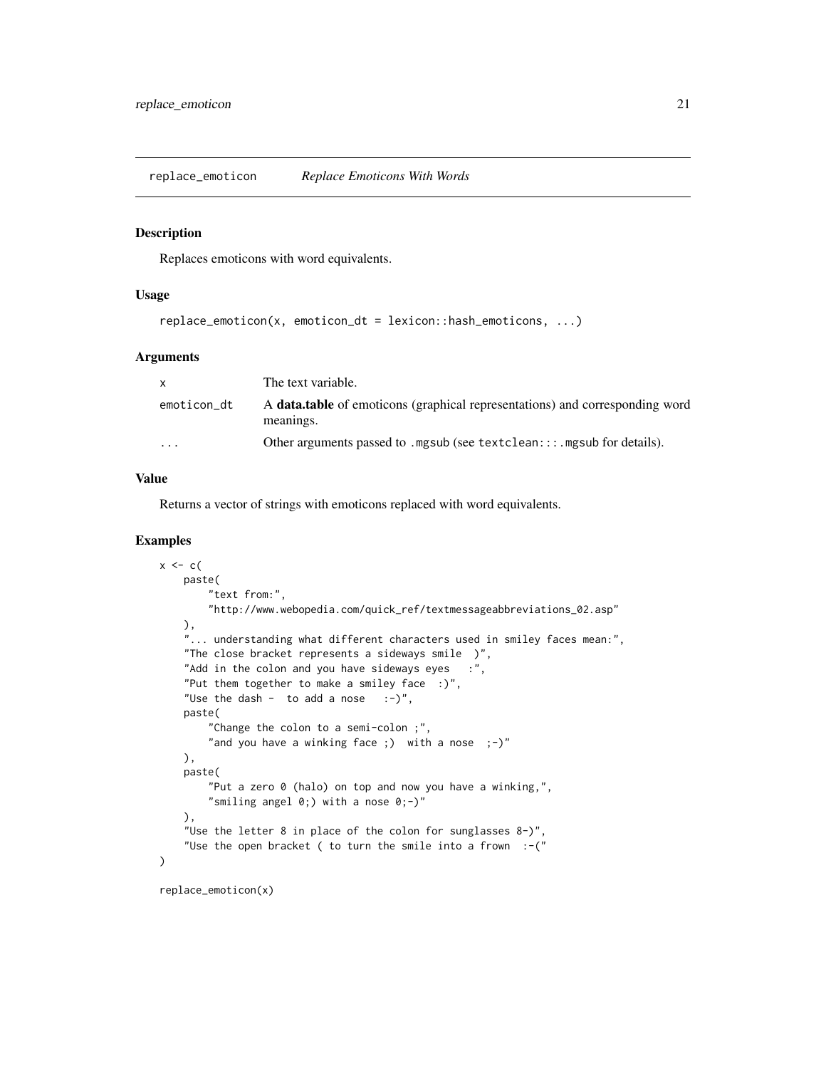## replace_emoticon — *Replace Emoticons With Words*

### Description

Replaces emoticons with word equivalents.

### Usage

```
replace_emoticon(x, emoticon_dt = lexicon::hash_emoticons, ...)
```

### Arguments

| | |
|---|---|
| x | The text variable. |
| emoticon_dt | A **data.table** of emoticons (graphical representations) and corresponding word meanings. |
| ... | Other arguments passed to .mgsub (see textclean:::.mgsub for details). |

### Value

Returns a vector of strings with emoticons replaced with word equivalents.

### Examples

```
x <- c(
    paste(
        "text from:",
        "http://www.webopedia.com/quick_ref/textmessageabbreviations_02.asp"
    ),
    "... understanding what different characters used in smiley faces mean:",
    "The close bracket represents a sideways smile  )",
    "Add in the colon and you have sideways eyes   :",
    "Put them together to make a smiley face  :)",
    "Use the dash -  to add a nose   :-)",
    paste(
        "Change the colon to a semi-colon ;",
        "and you have a winking face ;)  with a nose  ;-)"
    ),
    paste(
        "Put a zero 0 (halo) on top and now you have a winking,",
        "smiling angel 0;) with a nose 0;-)"
    ),
    "Use the letter 8 in place of the colon for sunglasses 8-)",
    "Use the open bracket ( to turn the smile into a frown  :-("
)

replace_emoticon(x)
```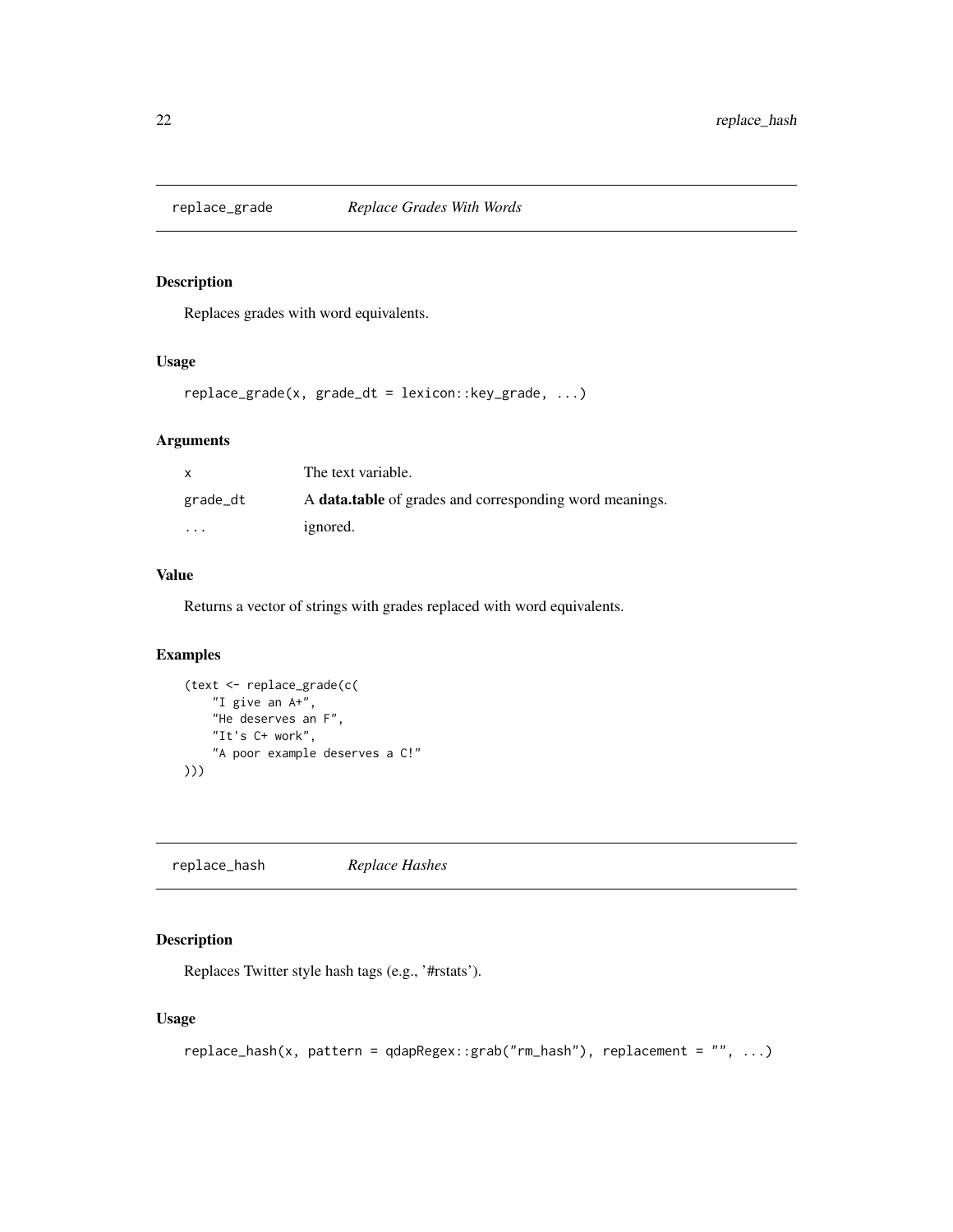## replace_grade — *Replace Grades With Words*

### Description

Replaces grades with word equivalents.

### Usage

```
replace_grade(x, grade_dt = lexicon::key_grade, ...)
```

### Arguments

| | |
|---|---|
| x | The text variable. |
| grade_dt | A **data.table** of grades and corresponding word meanings. |
| ... | ignored. |

### Value

Returns a vector of strings with grades replaced with word equivalents.

### Examples

```
(text <- replace_grade(c(
    "I give an A+",
    "He deserves an F",
    "It's C+ work",
    "A poor example deserves a C!"
)))
```

## replace_hash — *Replace Hashes*

### Description

Replaces Twitter style hash tags (e.g., '#rstats').

### Usage

```
replace_hash(x, pattern = qdapRegex::grab("rm_hash"), replacement = "", ...)
```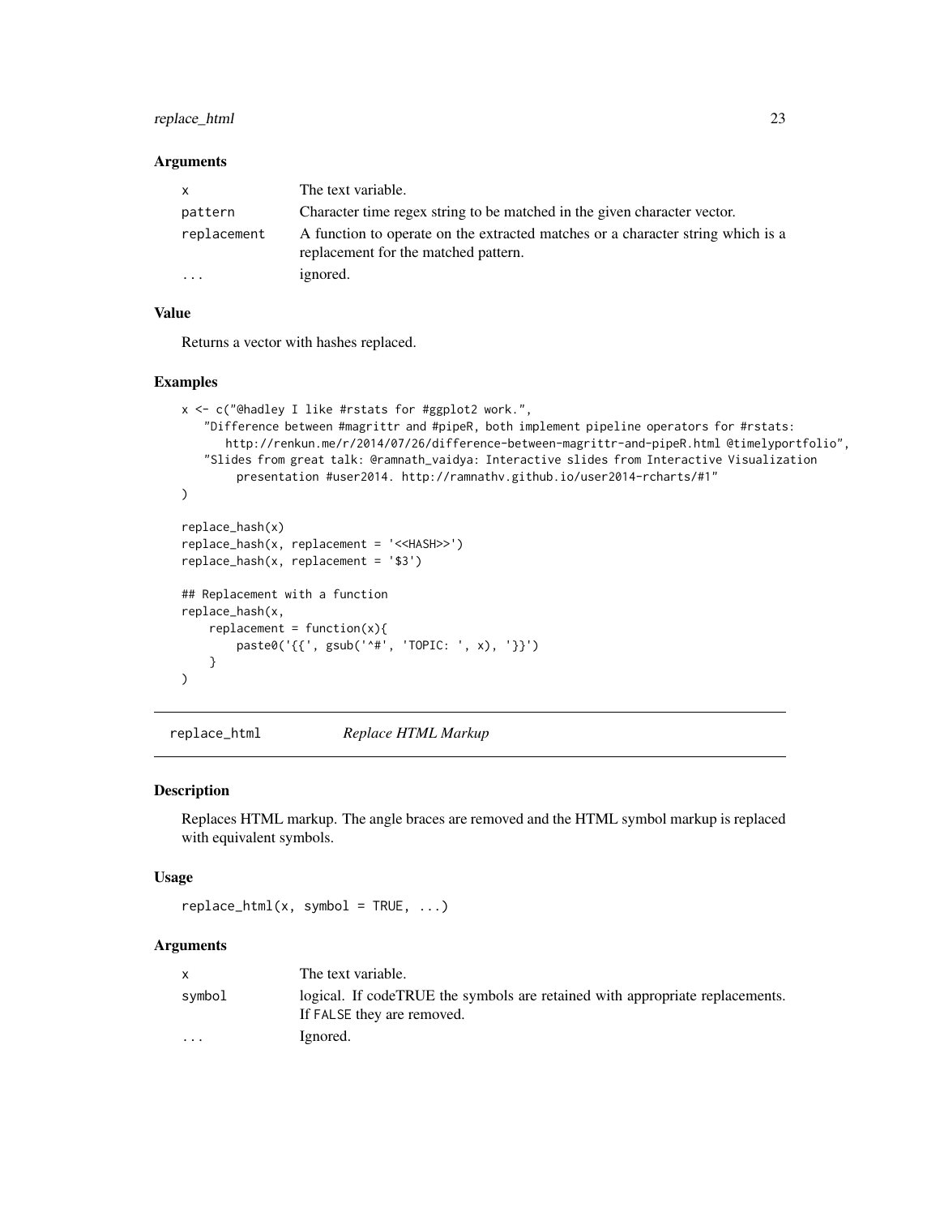### Arguments

| | |
|---|---|
| x | The text variable. |
| pattern | Character time regex string to be matched in the given character vector. |
| replacement | A function to operate on the extracted matches or a character string which is a replacement for the matched pattern. |
| ... | ignored. |

### Value

Returns a vector with hashes replaced.

### Examples

```
x <- c("@hadley I like #rstats for #ggplot2 work.",
    "Difference between #magrittr and #pipeR, both implement pipeline operators for #rstats:
        http://renkun.me/r/2014/07/26/difference-between-magrittr-and-pipeR.html @timelyportfolio",
    "Slides from great talk: @ramnath_vaidya: Interactive slides from Interactive Visualization
         presentation #user2014. http://ramnathv.github.io/user2014-rcharts/#1"
)

replace_hash(x)
replace_hash(x, replacement = '<<HASH>>')
replace_hash(x, replacement = '$3')

## Replacement with a function
replace_hash(x,
    replacement = function(x){
        paste0('{{', gsub('^#', 'TOPIC: ', x), '}}')
    }
)
```

## replace_html *Replace HTML Markup*

### Description

Replaces HTML markup. The angle braces are removed and the HTML symbol markup is replaced with equivalent symbols.

### Usage

```
replace_html(x, symbol = TRUE, ...)
```

### Arguments

| | |
|---|---|
| x | The text variable. |
| symbol | logical. If codeTRUE the symbols are retained with appropriate replacements. If FALSE they are removed. |
| ... | Ignored. |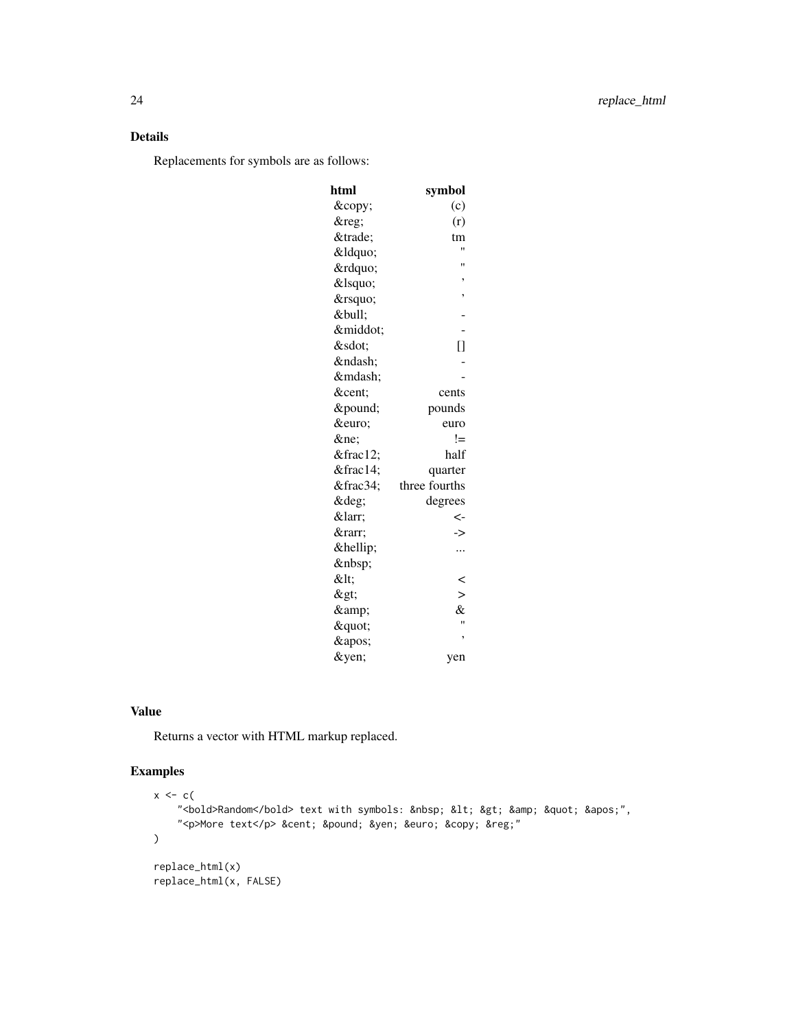### Details

Replacements for symbols are as follows:

| html | symbol |
|---|---|
| &copy; | (c) |
| &reg; | (r) |
| &trade; | tm |
| &ldquo; | " |
| &rdquo; | " |
| &lsquo; | ' |
| &rsquo; | ' |
| &bull; | - |
| &middot; | - |
| &sdot; | [] |
| &ndash; | - |
| &mdash; | - |
| &cent; | cents |
| &pound; | pounds |
| &euro; | euro |
| &ne; | != |
| &frac12; | half |
| &frac14; | quarter |
| &frac34; | three fourths |
| &deg; | degrees |
| &larr; | <- |
| &rarr; | -> |
| &hellip; | ... |
| &nbsp; | |
| &lt; | < |
| &gt; | > |
| &amp; | & |
| &quot; | " |
| &apos; | ' |
| &yen; | yen |

### Value

Returns a vector with HTML markup replaced.

### Examples

```
x <- c(
    "<bold>Random</bold> text with symbols: &nbsp; &lt; &gt; &amp; &quot; &apos;",
    "<p>More text</p> &cent; &pound; &yen; &euro; &copy; &reg;"
)

replace_html(x)
replace_html(x, FALSE)
```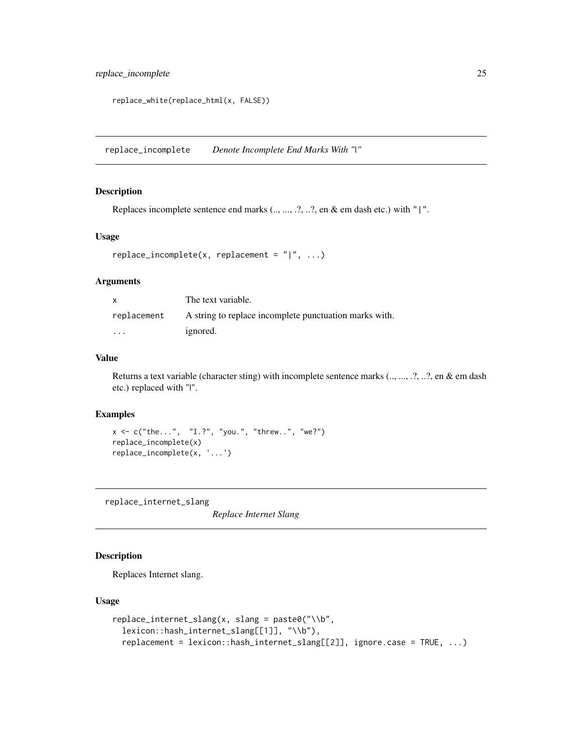```
replace_white(replace_html(x, FALSE))
```

## replace_incomplete *Denote Incomplete End Marks With "|"*

### Description

Replaces incomplete sentence end marks (.., ..., .?, ..?, en & em dash etc.) with `"|"`.

### Usage

```
replace_incomplete(x, replacement = "|", ...)
```

### Arguments

| | |
|---|---|
| x | The text variable. |
| replacement | A string to replace incomplete punctuation marks with. |
| ... | ignored. |

### Value

Returns a text variable (character sting) with incomplete sentence marks (.., ..., .?, ..?, en & em dash etc.) replaced with "|".

### Examples

```
x <- c("the...",  "I.?", "you.", "threw..", "we?")
replace_incomplete(x)
replace_incomplete(x, '...')
```

## replace_internet_slang *Replace Internet Slang*

### Description

Replaces Internet slang.

### Usage

```
replace_internet_slang(x, slang = paste0("\\b",
  lexicon::hash_internet_slang[[1]], "\\b"),
  replacement = lexicon::hash_internet_slang[[2]], ignore.case = TRUE, ...)
```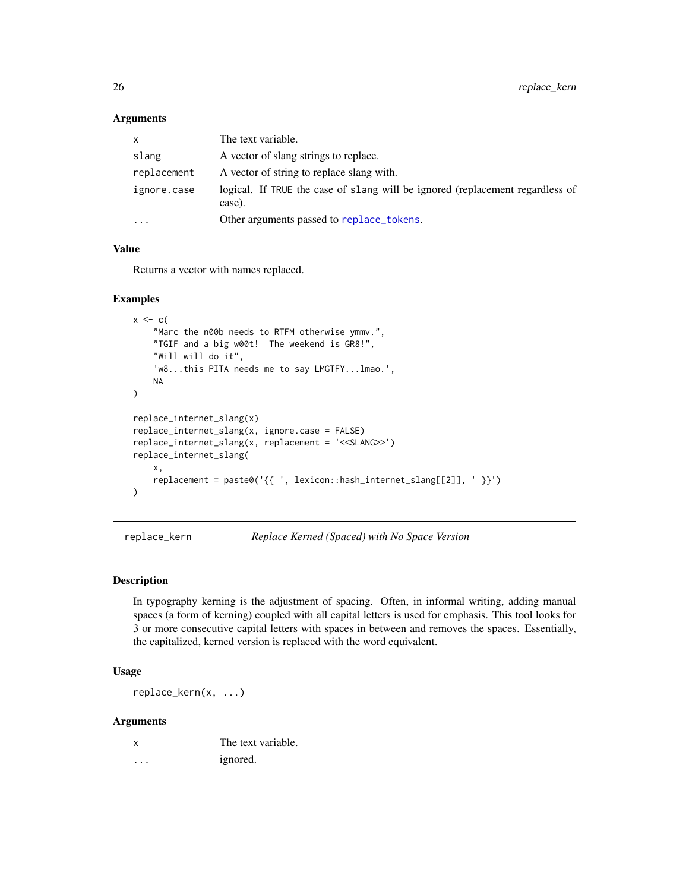### Arguments

| | |
|---|---|
| x | The text variable. |
| slang | A vector of slang strings to replace. |
| replacement | A vector of string to replace slang with. |
| ignore.case | logical. If TRUE the case of slang will be ignored (replacement regardless of case). |
| ... | Other arguments passed to replace_tokens. |

### Value

Returns a vector with names replaced.

### Examples

```
x <- c(
    "Marc the n00b needs to RTFM otherwise ymmv.",
    "TGIF and a big w00t!  The weekend is GR8!",
    "Will will do it",
    'w8...this PITA needs me to say LMGTFY...lmao.',
    NA
)

replace_internet_slang(x)
replace_internet_slang(x, ignore.case = FALSE)
replace_internet_slang(x, replacement = '<<SLANG>>')
replace_internet_slang(
    x,
    replacement = paste0('{{ ', lexicon::hash_internet_slang[[2]], ' }}')
)
```

---

## replace_kern — *Replace Kerned (Spaced) with No Space Version*

### Description

In typography kerning is the adjustment of spacing. Often, in informal writing, adding manual spaces (a form of kerning) coupled with all capital letters is used for emphasis. This tool looks for 3 or more consecutive capital letters with spaces in between and removes the spaces. Essentially, the capitalized, kerned version is replaced with the word equivalent.

### Usage

```
replace_kern(x, ...)
```

### Arguments

| | |
|---|---|
| x | The text variable. |
| ... | ignored. |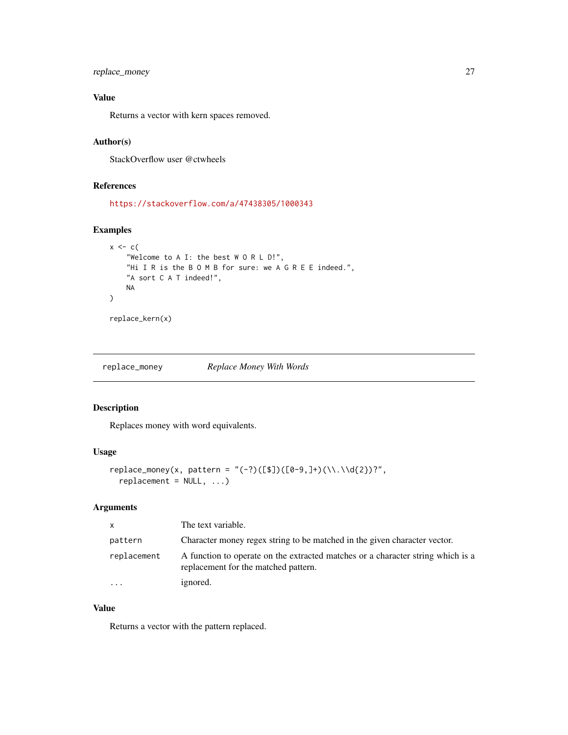### Value

Returns a vector with kern spaces removed.

### Author(s)

StackOverflow user @ctwheels

### References

https://stackoverflow.com/a/47438305/1000343

### Examples

```
x <- c(
    "Welcome to A I: the best W O R L D!",
    "Hi I R is the B O M B for sure: we A G R E E indeed.",
    "A sort C A T indeed!",
    NA
)

replace_kern(x)
```

---

## replace_money — *Replace Money With Words*

---

### Description

Replaces money with word equivalents.

### Usage

```
replace_money(x, pattern = "(-?)([$])([0-9,]+)(\\.\\d{2})?",
  replacement = NULL, ...)
```

### Arguments

| | |
|---|---|
| x | The text variable. |
| pattern | Character money regex string to be matched in the given character vector. |
| replacement | A function to operate on the extracted matches or a character string which is a replacement for the matched pattern. |
| ... | ignored. |

### Value

Returns a vector with the pattern replaced.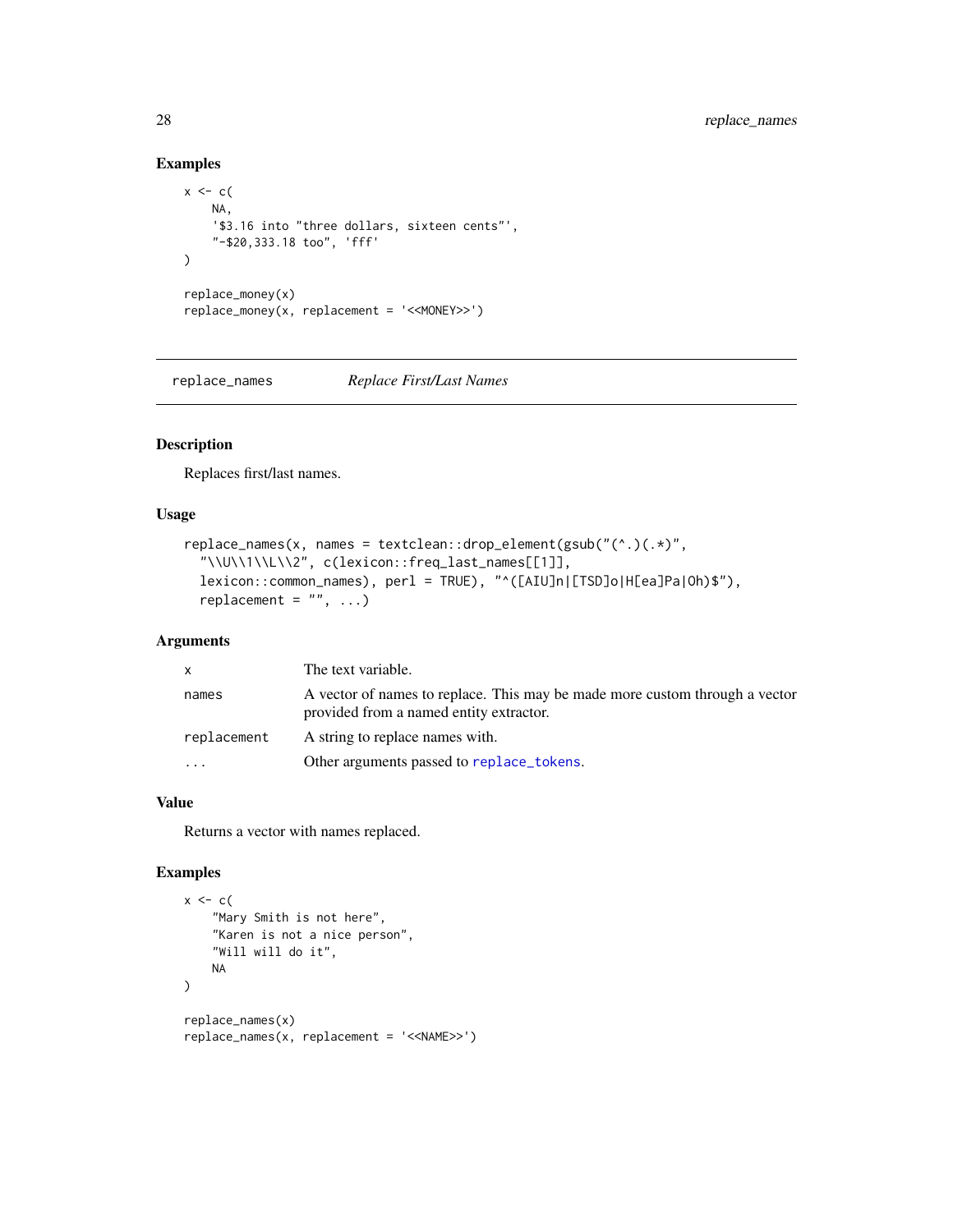## Examples

```
x <- c(
    NA,
    '$3.16 into "three dollars, sixteen cents"',
    "-$20,333.18 too", 'fff'
)

replace_money(x)
replace_money(x, replacement = '<<MONEY>>')
```

---

`replace_names` *Replace First/Last Names*

---

## Description

Replaces first/last names.

## Usage

```
replace_names(x, names = textclean::drop_element(gsub("(^.)(.*)",
  "\\U\\1\\L\\2", c(lexicon::freq_last_names[[1]],
  lexicon::common_names), perl = TRUE), "^([AIU]n|[TSD]o|H[ea]Pa|Oh)$"),
  replacement = "", ...)
```

## Arguments

| | |
|---|---|
| `x` | The text variable. |
| `names` | A vector of names to replace. This may be made more custom through a vector provided from a named entity extractor. |
| `replacement` | A string to replace names with. |
| `...` | Other arguments passed to `replace_tokens`. |

## Value

Returns a vector with names replaced.

## Examples

```
x <- c(
    "Mary Smith is not here",
    "Karen is not a nice person",
    "Will will do it",
    NA
)

replace_names(x)
replace_names(x, replacement = '<<NAME>>')
```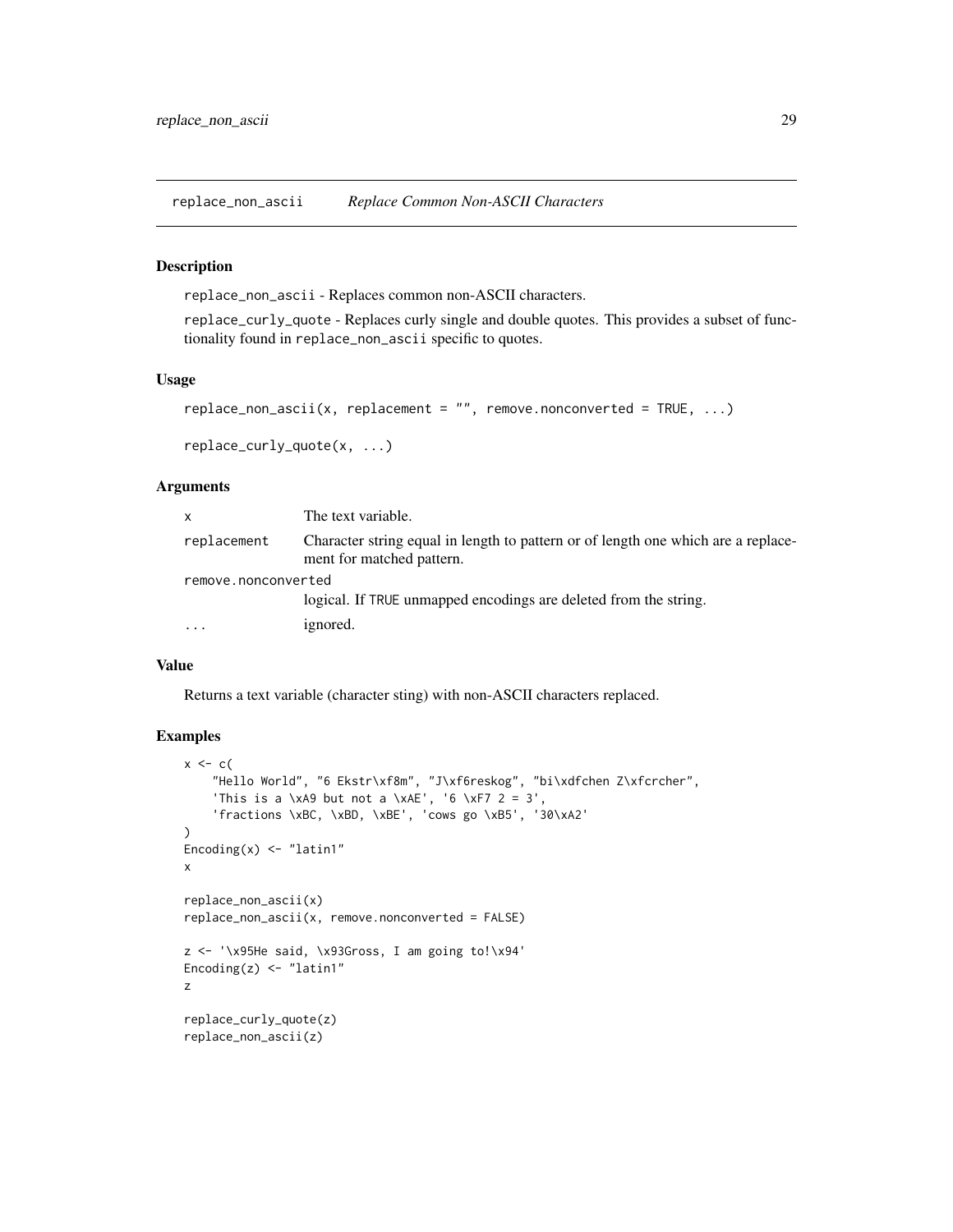## replace_non_ascii *Replace Common Non-ASCII Characters*

### Description

replace_non_ascii - Replaces common non-ASCII characters.

replace_curly_quote - Replaces curly single and double quotes. This provides a subset of functionality found in replace_non_ascii specific to quotes.

### Usage

```
replace_non_ascii(x, replacement = "", remove.nonconverted = TRUE, ...)

replace_curly_quote(x, ...)
```

### Arguments

| | |
|---|---|
| x | The text variable. |
| replacement | Character string equal in length to pattern or of length one which are a replacement for matched pattern. |
| remove.nonconverted | logical. If TRUE unmapped encodings are deleted from the string. |
| ... | ignored. |

### Value

Returns a text variable (character sting) with non-ASCII characters replaced.

### Examples

```
x <- c(
    "Hello World", "6 Ekstr\xf8m", "J\xf6reskog", "bi\xdfchen Z\xfcrcher",
    'This is a \xA9 but not a \xAE', '6 \xF7 2 = 3',
    'fractions \xBC, \xBD, \xBE', 'cows go \xB5', '30\xA2'
)
Encoding(x) <- "latin1"
x

replace_non_ascii(x)
replace_non_ascii(x, remove.nonconverted = FALSE)

z <- '\x95He said, \x93Gross, I am going to!\x94'
Encoding(z) <- "latin1"
z

replace_curly_quote(z)
replace_non_ascii(z)
```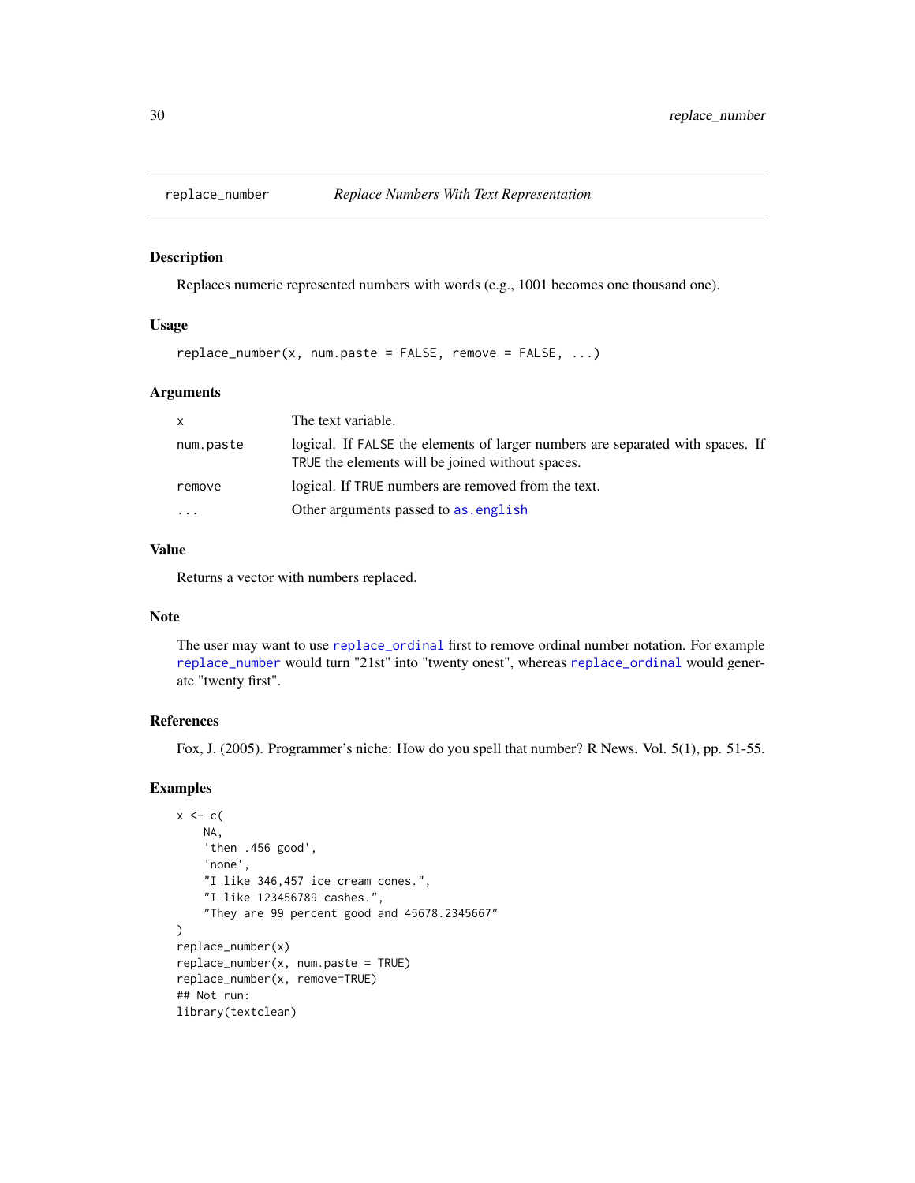## replace_number — *Replace Numbers With Text Representation*

### Description

Replaces numeric represented numbers with words (e.g., 1001 becomes one thousand one).

### Usage

```
replace_number(x, num.paste = FALSE, remove = FALSE, ...)
```

### Arguments

| | |
|---|---|
| `x` | The text variable. |
| `num.paste` | logical. If `FALSE` the elements of larger numbers are separated with spaces. If `TRUE` the elements will be joined without spaces. |
| `remove` | logical. If `TRUE` numbers are removed from the text. |
| `...` | Other arguments passed to `as.english` |

### Value

Returns a vector with numbers replaced.

### Note

The user may want to use `replace_ordinal` first to remove ordinal number notation. For example `replace_number` would turn "21st" into "twenty onest", whereas `replace_ordinal` would generate "twenty first".

### References

Fox, J. (2005). Programmer's niche: How do you spell that number? R News. Vol. 5(1), pp. 51-55.

### Examples

```
x <- c(
    NA,
    'then .456 good',
    'none',
    "I like 346,457 ice cream cones.",
    "I like 123456789 cashes.",
    "They are 99 percent good and 45678.2345667"
)
replace_number(x)
replace_number(x, num.paste = TRUE)
replace_number(x, remove=TRUE)
## Not run:
library(textclean)
```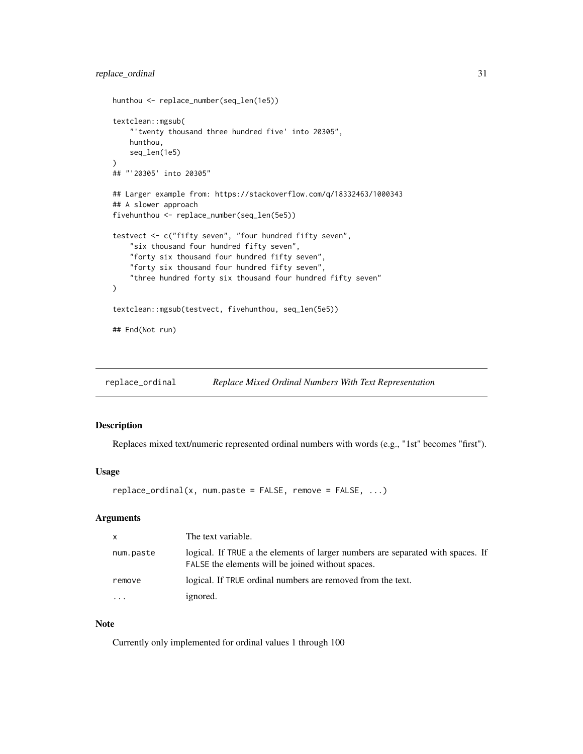```
hunthou <- replace_number(seq_len(1e5))

textclean::mgsub(
    "'twenty thousand three hundred five' into 20305",
    hunthou,
    seq_len(1e5)
)
## "'20305' into 20305"

## Larger example from: https://stackoverflow.com/q/18332463/1000343
## A slower approach
fivehunthou <- replace_number(seq_len(5e5))

testvect <- c("fifty seven", "four hundred fifty seven",
    "six thousand four hundred fifty seven",
    "forty six thousand four hundred fifty seven",
    "forty six thousand four hundred fifty seven",
    "three hundred forty six thousand four hundred fifty seven"
)

textclean::mgsub(testvect, fivehunthou, seq_len(5e5))

## End(Not run)
```

## replace_ordinal — *Replace Mixed Ordinal Numbers With Text Representation*

### Description

Replaces mixed text/numeric represented ordinal numbers with words (e.g., "1st" becomes "first").

### Usage

```
replace_ordinal(x, num.paste = FALSE, remove = FALSE, ...)
```

### Arguments

| | |
|---|---|
| x | The text variable. |
| num.paste | logical. If TRUE a the elements of larger numbers are separated with spaces. If FALSE the elements will be joined without spaces. |
| remove | logical. If TRUE ordinal numbers are removed from the text. |
| ... | ignored. |

### Note

Currently only implemented for ordinal values 1 through 100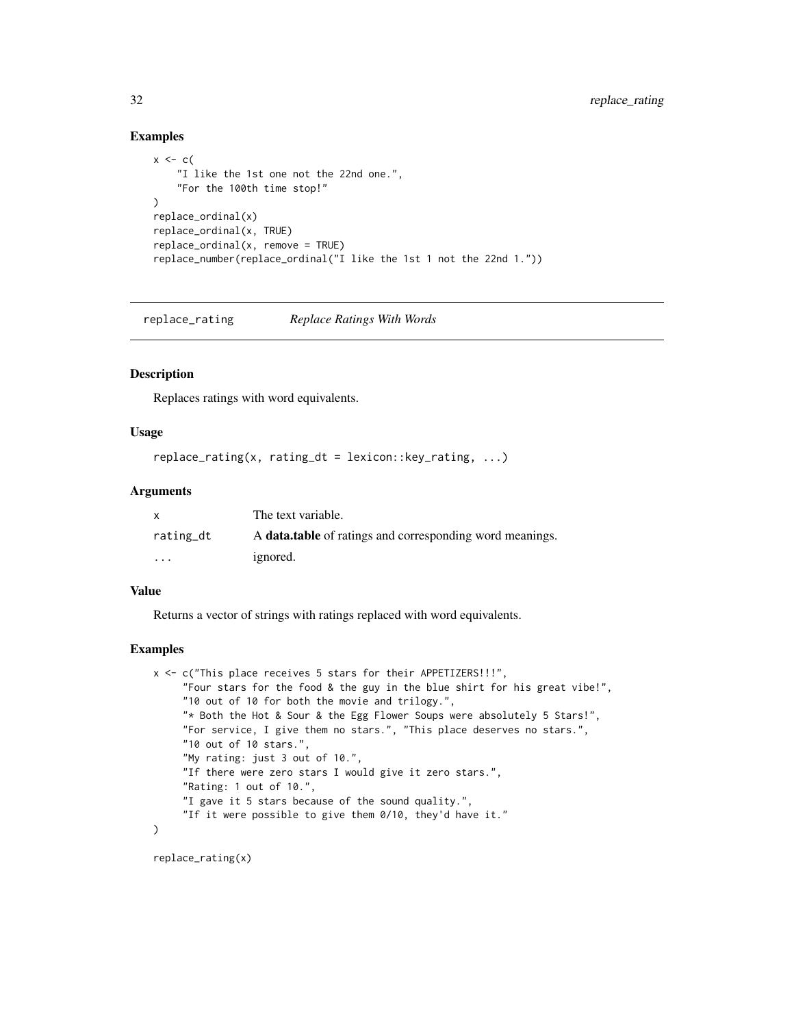## Examples

```
x <- c(
    "I like the 1st one not the 22nd one.",
    "For the 100th time stop!"
)
replace_ordinal(x)
replace_ordinal(x, TRUE)
replace_ordinal(x, remove = TRUE)
replace_number(replace_ordinal("I like the 1st 1 not the 22nd 1."))
```

---

# replace_rating — *Replace Ratings With Words*

## Description

Replaces ratings with word equivalents.

## Usage

```
replace_rating(x, rating_dt = lexicon::key_rating, ...)
```

## Arguments

| | |
|---|---|
| x | The text variable. |
| rating_dt | A **data.table** of ratings and corresponding word meanings. |
| ... | ignored. |

## Value

Returns a vector of strings with ratings replaced with word equivalents.

## Examples

```
x <- c("This place receives 5 stars for their APPETIZERS!!!",
     "Four stars for the food & the guy in the blue shirt for his great vibe!",
     "10 out of 10 for both the movie and trilogy.",
     "* Both the Hot & Sour & the Egg Flower Soups were absolutely 5 Stars!",
     "For service, I give them no stars.", "This place deserves no stars.",
     "10 out of 10 stars.",
     "My rating: just 3 out of 10.",
     "If there were zero stars I would give it zero stars.",
     "Rating: 1 out of 10.",
     "I gave it 5 stars because of the sound quality.",
     "If it were possible to give them 0/10, they'd have it."
)

replace_rating(x)
```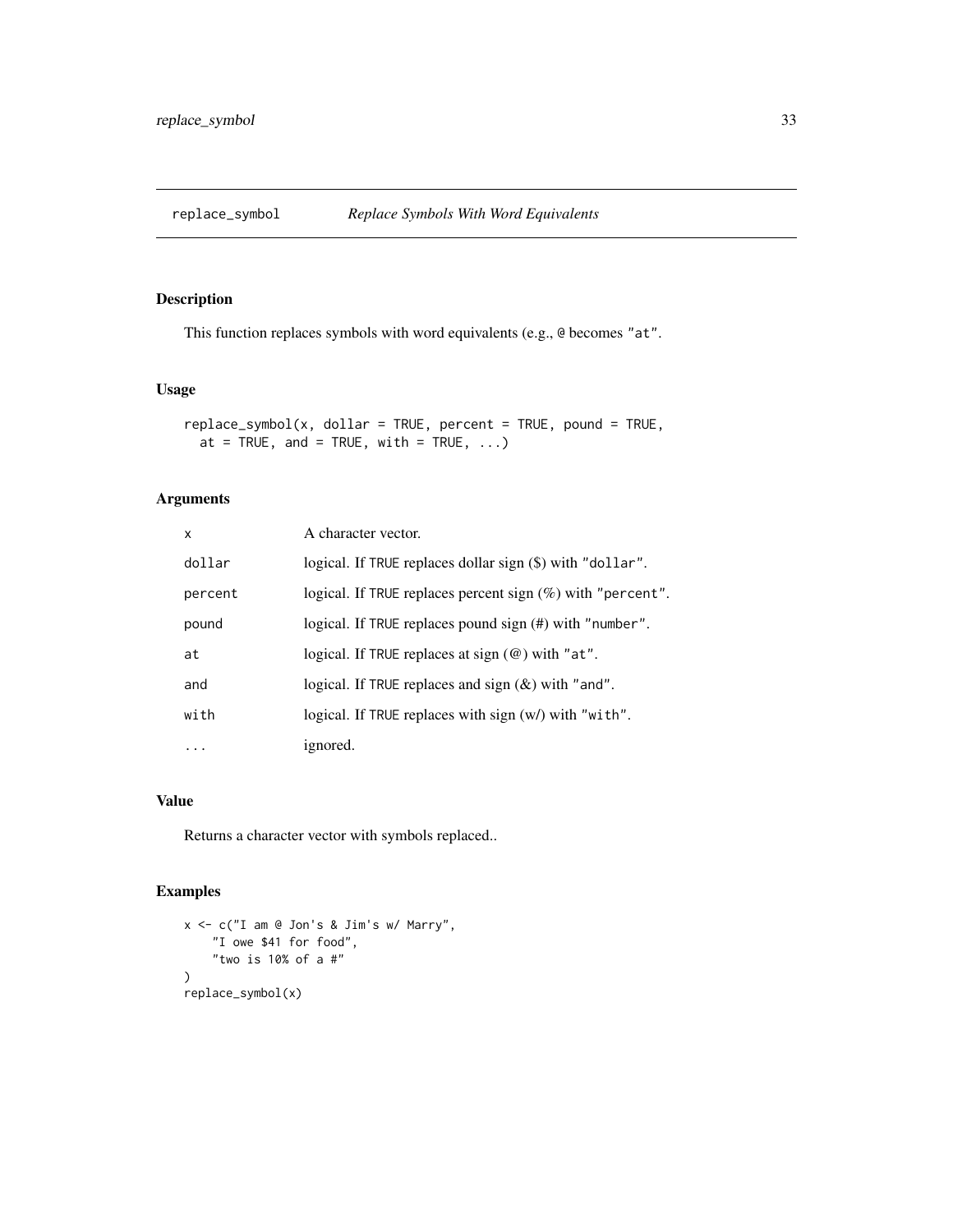# replace_symbol — *Replace Symbols With Word Equivalents*

## Description

This function replaces symbols with word equivalents (e.g., `@` becomes `"at"`.

## Usage

```
replace_symbol(x, dollar = TRUE, percent = TRUE, pound = TRUE,
  at = TRUE, and = TRUE, with = TRUE, ...)
```

## Arguments

| | |
|---|---|
| `x` | A character vector. |
| `dollar` | logical. If `TRUE` replaces dollar sign ($) with `"dollar"`. |
| `percent` | logical. If `TRUE` replaces percent sign (%) with `"percent"`. |
| `pound` | logical. If `TRUE` replaces pound sign (#) with `"number"`. |
| `at` | logical. If `TRUE` replaces at sign (@) with `"at"`. |
| `and` | logical. If `TRUE` replaces and sign (&) with `"and"`. |
| `with` | logical. If `TRUE` replaces with sign (w/) with `"with"`. |
| `...` | ignored. |

## Value

Returns a character vector with symbols replaced..

## Examples

```
x <- c("I am @ Jon's & Jim's w/ Marry",
    "I owe $41 for food",
    "two is 10% of a #"
)
replace_symbol(x)
```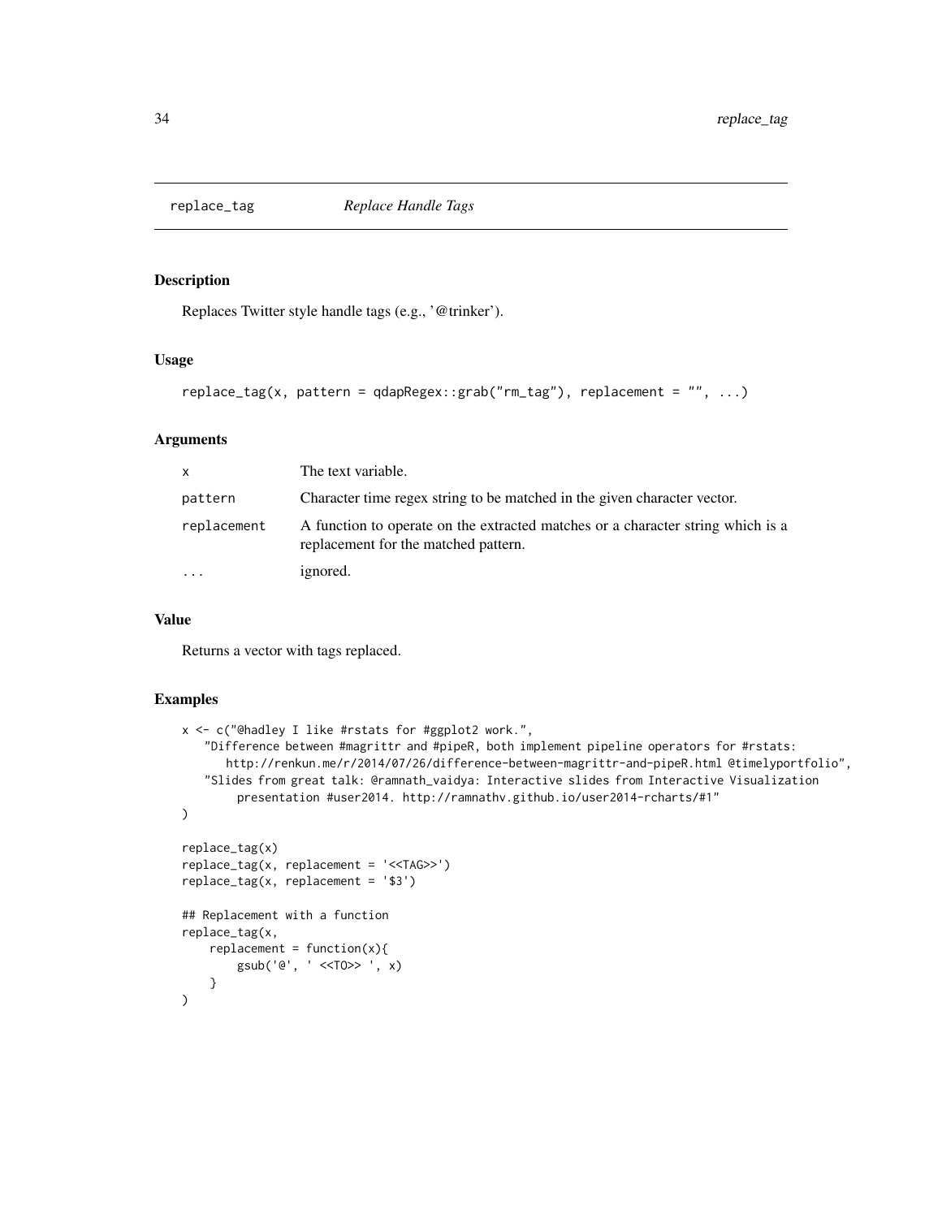## replace_tag *Replace Handle Tags*

### Description

Replaces Twitter style handle tags (e.g., '@trinker').

### Usage

```
replace_tag(x, pattern = qdapRegex::grab("rm_tag"), replacement = "", ...)
```

### Arguments

| | |
|---|---|
| x | The text variable. |
| pattern | Character time regex string to be matched in the given character vector. |
| replacement | A function to operate on the extracted matches or a character string which is a replacement for the matched pattern. |
| ... | ignored. |

### Value

Returns a vector with tags replaced.

### Examples

```
x <- c("@hadley I like #rstats for #ggplot2 work.",
    "Difference between #magrittr and #pipeR, both implement pipeline operators for #rstats:
       http://renkun.me/r/2014/07/26/difference-between-magrittr-and-pipeR.html @timelyportfolio",
    "Slides from great talk: @ramnath_vaidya: Interactive slides from Interactive Visualization
        presentation #user2014. http://ramnathv.github.io/user2014-rcharts/#1"
)

replace_tag(x)
replace_tag(x, replacement = '<<TAG>>')
replace_tag(x, replacement = '$3')

## Replacement with a function
replace_tag(x,
    replacement = function(x){
        gsub('@', ' <<TO>> ', x)
    }
)
```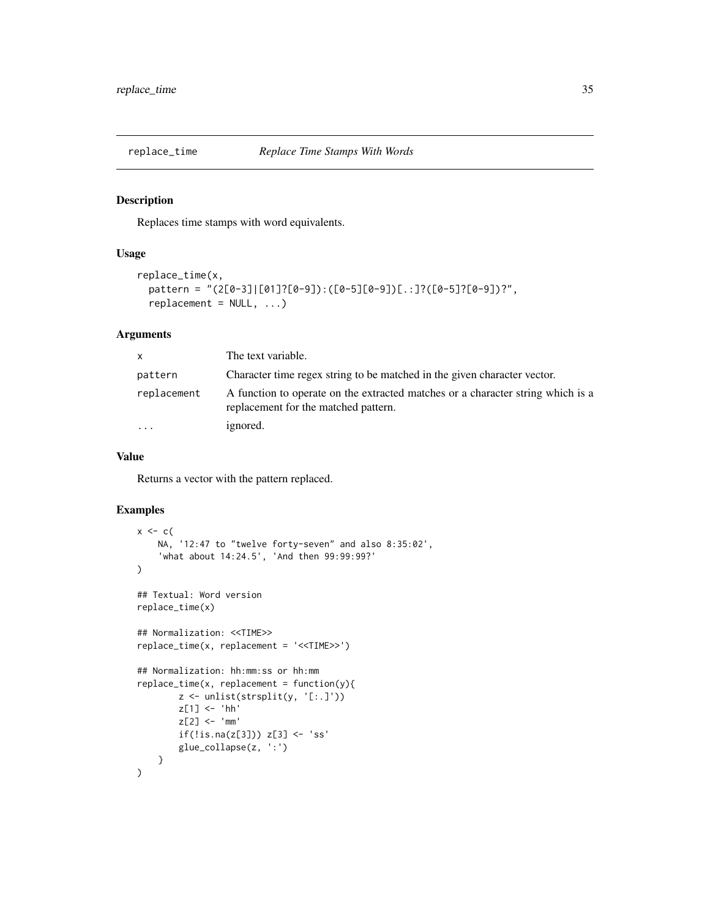## replace_time — *Replace Time Stamps With Words*

### Description

Replaces time stamps with word equivalents.

### Usage

```
replace_time(x,
  pattern = "(2[0-3]|[01]?[0-9]):([0-5][0-9])[.:]?([0-5]?[0-9])?",
  replacement = NULL, ...)
```

### Arguments

| | |
|---|---|
| `x` | The text variable. |
| `pattern` | Character time regex string to be matched in the given character vector. |
| `replacement` | A function to operate on the extracted matches or a character string which is a replacement for the matched pattern. |
| `...` | ignored. |

### Value

Returns a vector with the pattern replaced.

### Examples

```
x <- c(
    NA, '12:47 to "twelve forty-seven" and also 8:35:02',
    'what about 14:24.5', 'And then 99:99:99?'
)

## Textual: Word version
replace_time(x)

## Normalization: <<TIME>>
replace_time(x, replacement = '<<TIME>>')

## Normalization: hh:mm:ss or hh:mm
replace_time(x, replacement = function(y){
        z <- unlist(strsplit(y, '[:.]'))
        z[1] <- 'hh'
        z[2] <- 'mm'
        if(!is.na(z[3])) z[3] <- 'ss'
        glue_collapse(z, ':')
    }
)
```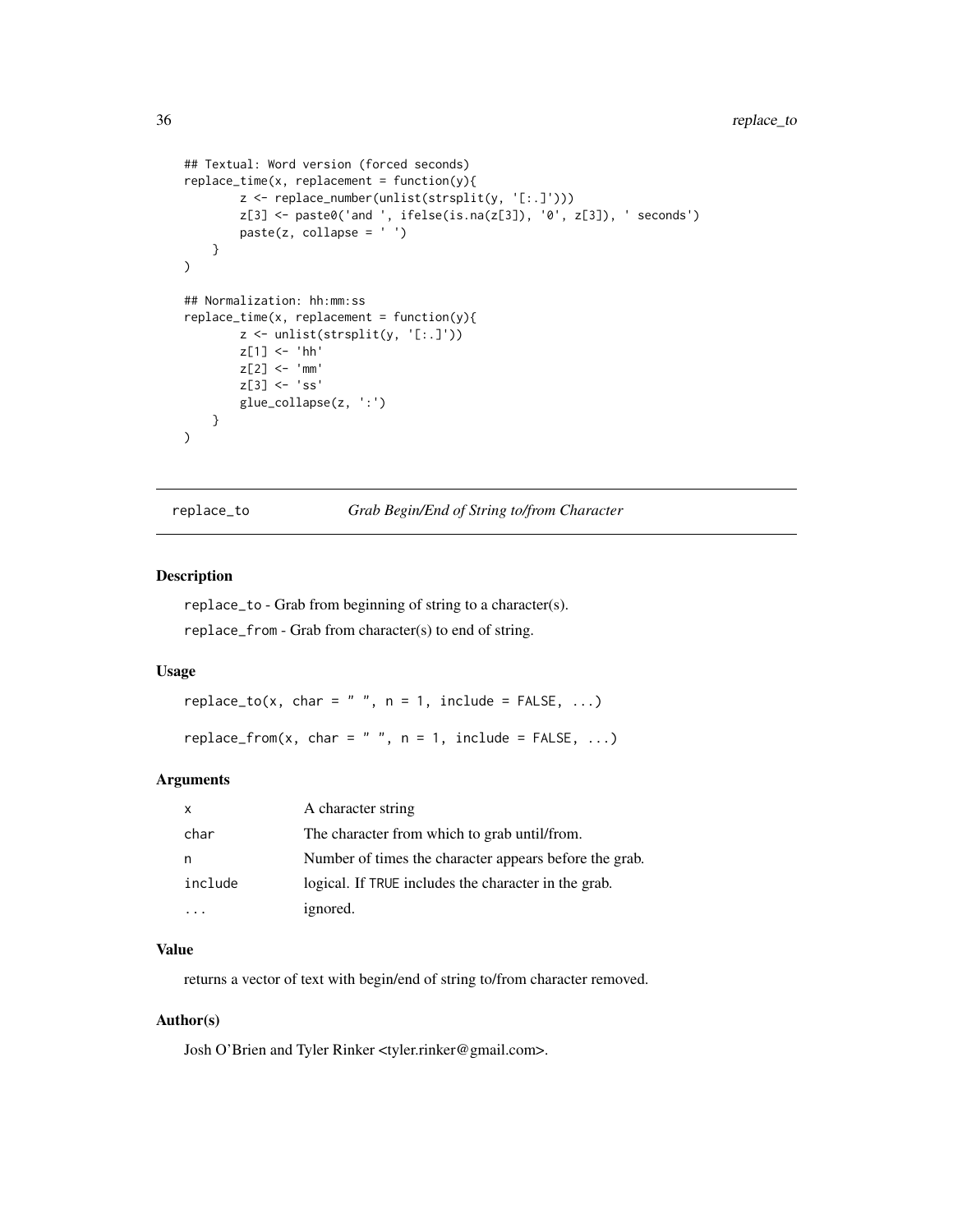```
## Textual: Word version (forced seconds)
replace_time(x, replacement = function(y){
        z <- replace_number(unlist(strsplit(y, '[:.]')))
        z[3] <- paste0('and ', ifelse(is.na(z[3]), '0', z[3]), ' seconds')
        paste(z, collapse = ' ')
    }
)

## Normalization: hh:mm:ss
replace_time(x, replacement = function(y){
        z <- unlist(strsplit(y, '[:.]'))
        z[1] <- 'hh'
        z[2] <- 'mm'
        z[3] <- 'ss'
        glue_collapse(z, ':')
    }
)
```

---

## replace_to — *Grab Begin/End of String to/from Character*

### Description

`replace_to` - Grab from beginning of string to a character(s).

`replace_from` - Grab from character(s) to end of string.

### Usage

```
replace_to(x, char = " ", n = 1, include = FALSE, ...)

replace_from(x, char = " ", n = 1, include = FALSE, ...)
```

### Arguments

| | |
|---|---|
| `x` | A character string |
| `char` | The character from which to grab until/from. |
| `n` | Number of times the character appears before the grab. |
| `include` | logical. If `TRUE` includes the character in the grab. |
| `...` | ignored. |

### Value

returns a vector of text with begin/end of string to/from character removed.

### Author(s)

Josh O'Brien and Tyler Rinker <tyler.rinker@gmail.com>.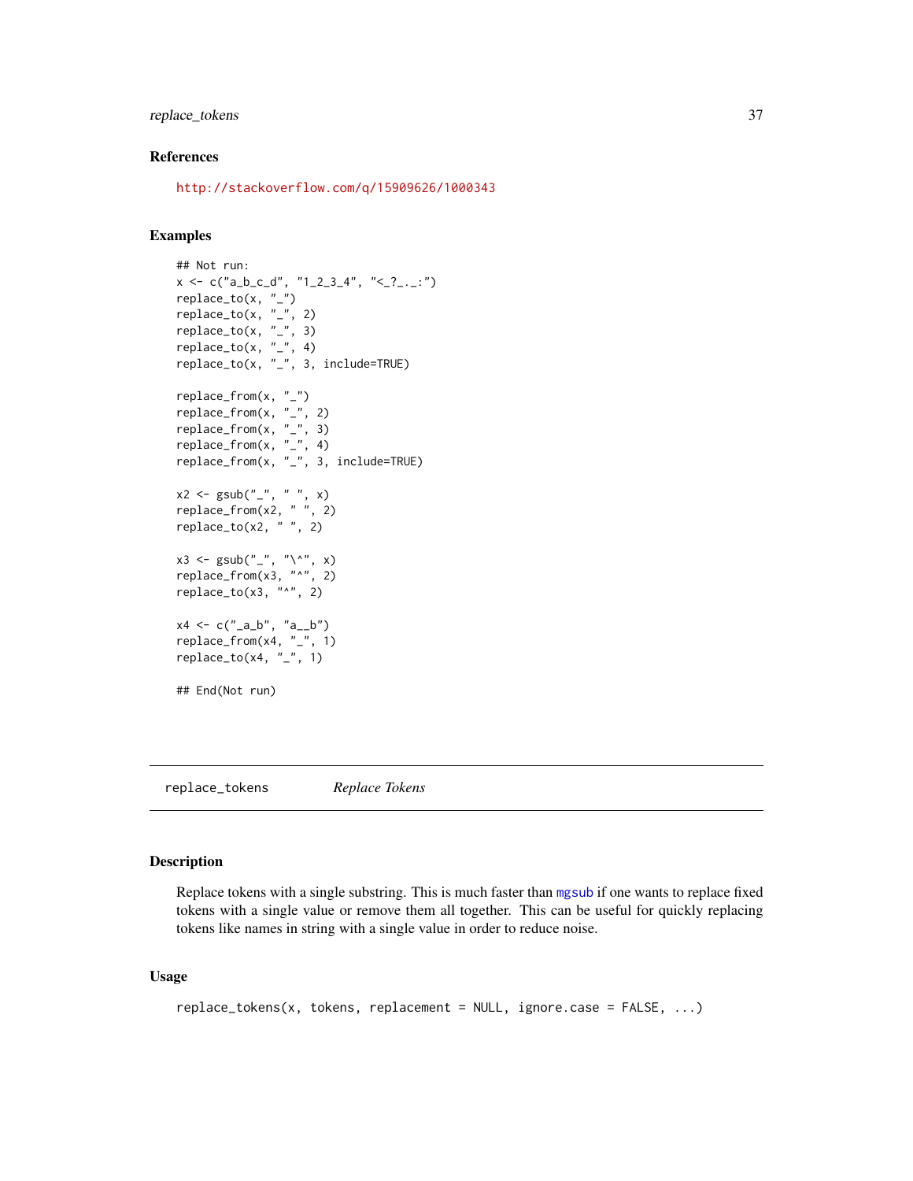### References

http://stackoverflow.com/q/15909626/1000343

### Examples

```
## Not run:
x <- c("a_b_c_d", "1_2_3_4", "<_?_._:")
replace_to(x, "_")
replace_to(x, "_", 2)
replace_to(x, "_", 3)
replace_to(x, "_", 4)
replace_to(x, "_", 3, include=TRUE)

replace_from(x, "_")
replace_from(x, "_", 2)
replace_from(x, "_", 3)
replace_from(x, "_", 4)
replace_from(x, "_", 3, include=TRUE)

x2 <- gsub("_", " ", x)
replace_from(x2, " ", 2)
replace_to(x2, " ", 2)

x3 <- gsub("_", "\^", x)
replace_from(x3, "^", 2)
replace_to(x3, "^", 2)

x4 <- c("_a_b", "a__b")
replace_from(x4, "_", 1)
replace_to(x4, "_", 1)

## End(Not run)
```

---

## replace_tokens *Replace Tokens*

### Description

Replace tokens with a single substring. This is much faster than mgsub if one wants to replace fixed tokens with a single value or remove them all together. This can be useful for quickly replacing tokens like names in string with a single value in order to reduce noise.

### Usage

```
replace_tokens(x, tokens, replacement = NULL, ignore.case = FALSE, ...)
```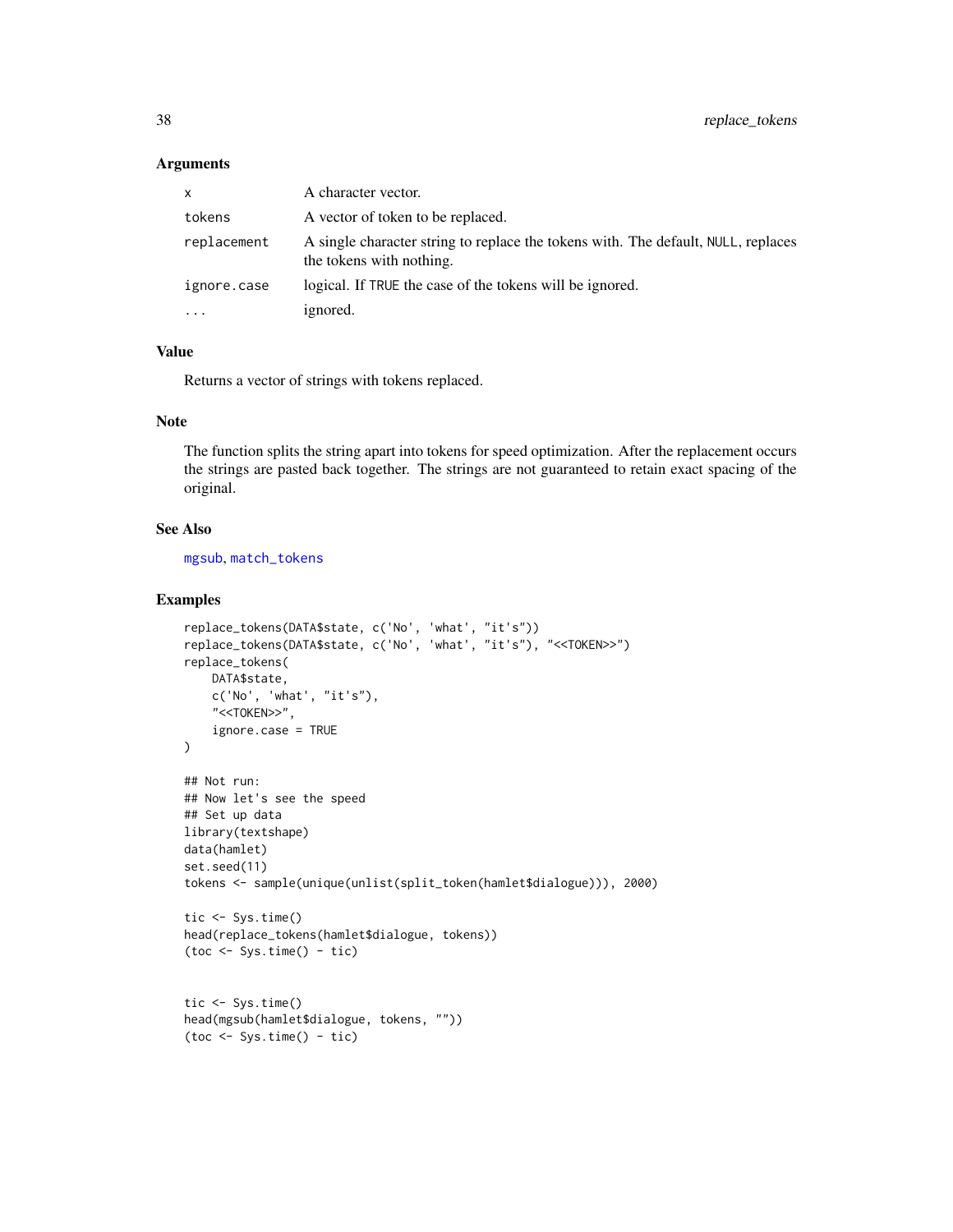### Arguments

| | |
|---|---|
| x | A character vector. |
| tokens | A vector of token to be replaced. |
| replacement | A single character string to replace the tokens with. The default, NULL, replaces the tokens with nothing. |
| ignore.case | logical. If TRUE the case of the tokens will be ignored. |
| ... | ignored. |

### Value

Returns a vector of strings with tokens replaced.

### Note

The function splits the string apart into tokens for speed optimization. After the replacement occurs the strings are pasted back together. The strings are not guaranteed to retain exact spacing of the original.

### See Also

mgsub, match_tokens

### Examples

```
replace_tokens(DATA$state, c('No', 'what', "it's"))
replace_tokens(DATA$state, c('No', 'what', "it's"), "<<TOKEN>>")
replace_tokens(
    DATA$state,
    c('No', 'what', "it's"),
    "<<TOKEN>>",
    ignore.case = TRUE
)

## Not run:
## Now let's see the speed
## Set up data
library(textshape)
data(hamlet)
set.seed(11)
tokens <- sample(unique(unlist(split_token(hamlet$dialogue))), 2000)

tic <- Sys.time()
head(replace_tokens(hamlet$dialogue, tokens))
(toc <- Sys.time() - tic)


tic <- Sys.time()
head(mgsub(hamlet$dialogue, tokens, ""))
(toc <- Sys.time() - tic)
```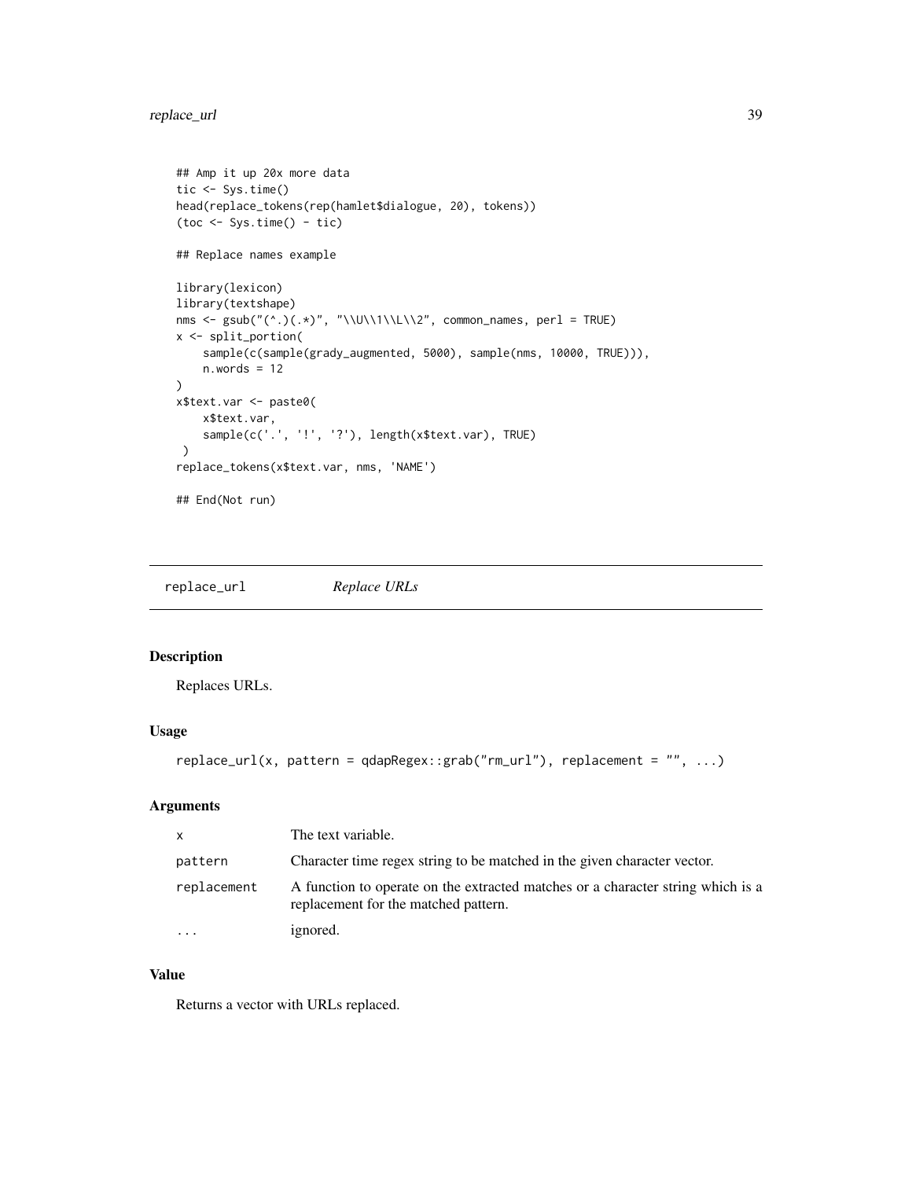```
## Amp it up 20x more data
tic <- Sys.time()
head(replace_tokens(rep(hamlet$dialogue, 20), tokens))
(toc <- Sys.time() - tic)

## Replace names example

library(lexicon)
library(textshape)
nms <- gsub("(^.)(.*)", "\\U\\1\\L\\2", common_names, perl = TRUE)
x <- split_portion(
    sample(c(sample(grady_augmented, 5000), sample(nms, 10000, TRUE))),
    n.words = 12
)
x$text.var <- paste0(
    x$text.var,
    sample(c('.', '!', '?'), length(x$text.var), TRUE)
 )
replace_tokens(x$text.var, nms, 'NAME')

## End(Not run)
```

---

## replace_url *Replace URLs*

### Description

Replaces URLs.

### Usage

```
replace_url(x, pattern = qdapRegex::grab("rm_url"), replacement = "", ...)
```

### Arguments

| | |
|---|---|
| x | The text variable. |
| pattern | Character time regex string to be matched in the given character vector. |
| replacement | A function to operate on the extracted matches or a character string which is a replacement for the matched pattern. |
| ... | ignored. |

### Value

Returns a vector with URLs replaced.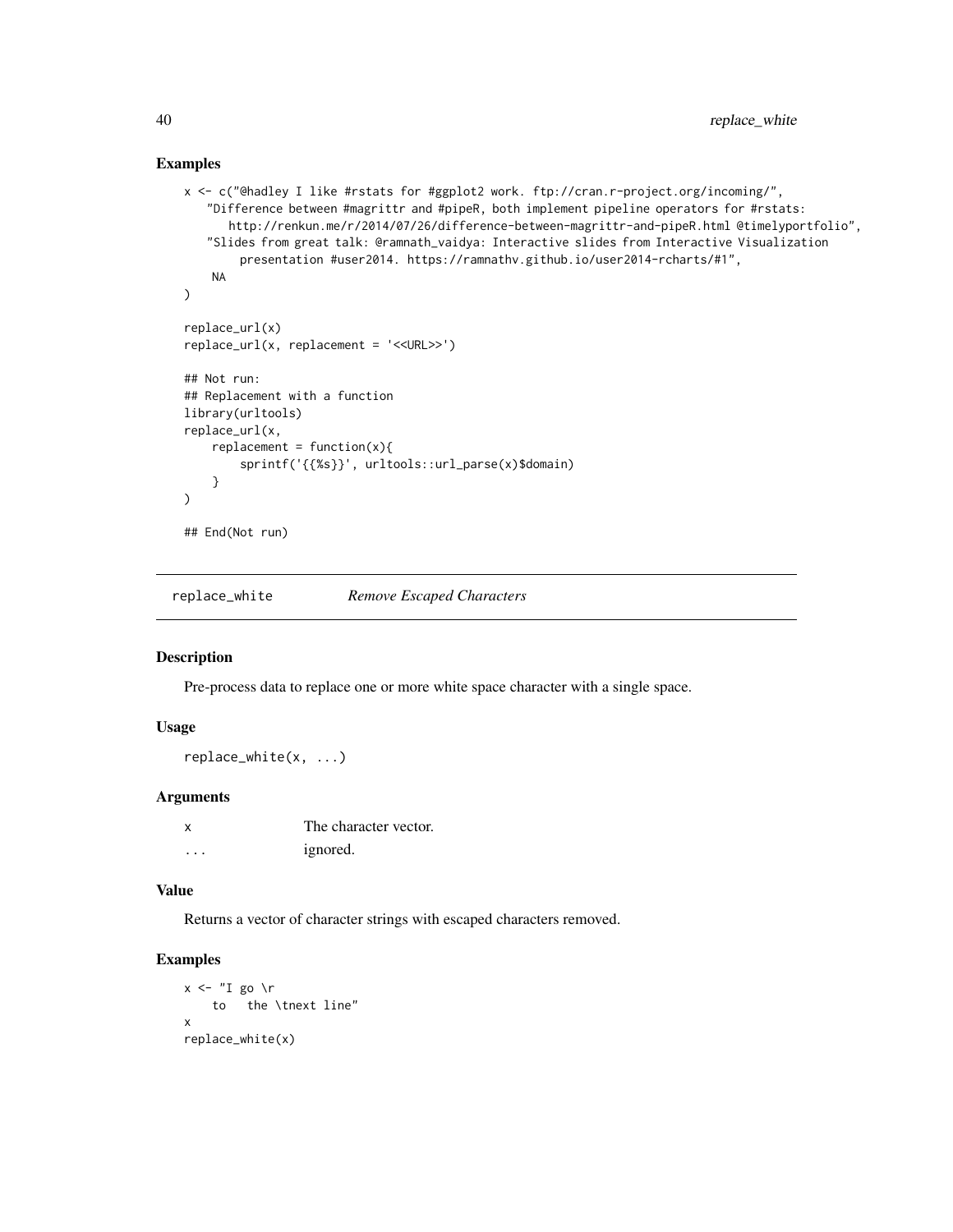## Examples

```
x <- c("@hadley I like #rstats for #ggplot2 work. ftp://cran.r-project.org/incoming/",
    "Difference between #magrittr and #pipeR, both implement pipeline operators for #rstats:
       http://renkun.me/r/2014/07/26/difference-between-magrittr-and-pipeR.html @timelyportfolio",
    "Slides from great talk: @ramnath_vaidya: Interactive slides from Interactive Visualization
        presentation #user2014. https://ramnathv.github.io/user2014-rcharts/#1",
    NA
)

replace_url(x)
replace_url(x, replacement = '<<URL>>')

## Not run:
## Replacement with a function
library(urltools)
replace_url(x,
    replacement = function(x){
        sprintf('{{%s}}', urltools::url_parse(x)$domain)
    }
)

## End(Not run)
```

---

## replace_white — *Remove Escaped Characters*

### Description

Pre-process data to replace one or more white space character with a single space.

### Usage

```
replace_white(x, ...)
```

### Arguments

| | |
|---|---|
| x | The character vector. |
| ... | ignored. |

### Value

Returns a vector of character strings with escaped characters removed.

### Examples

```
x <- "I go \r
    to   the \tnext line"
x
replace_white(x)
```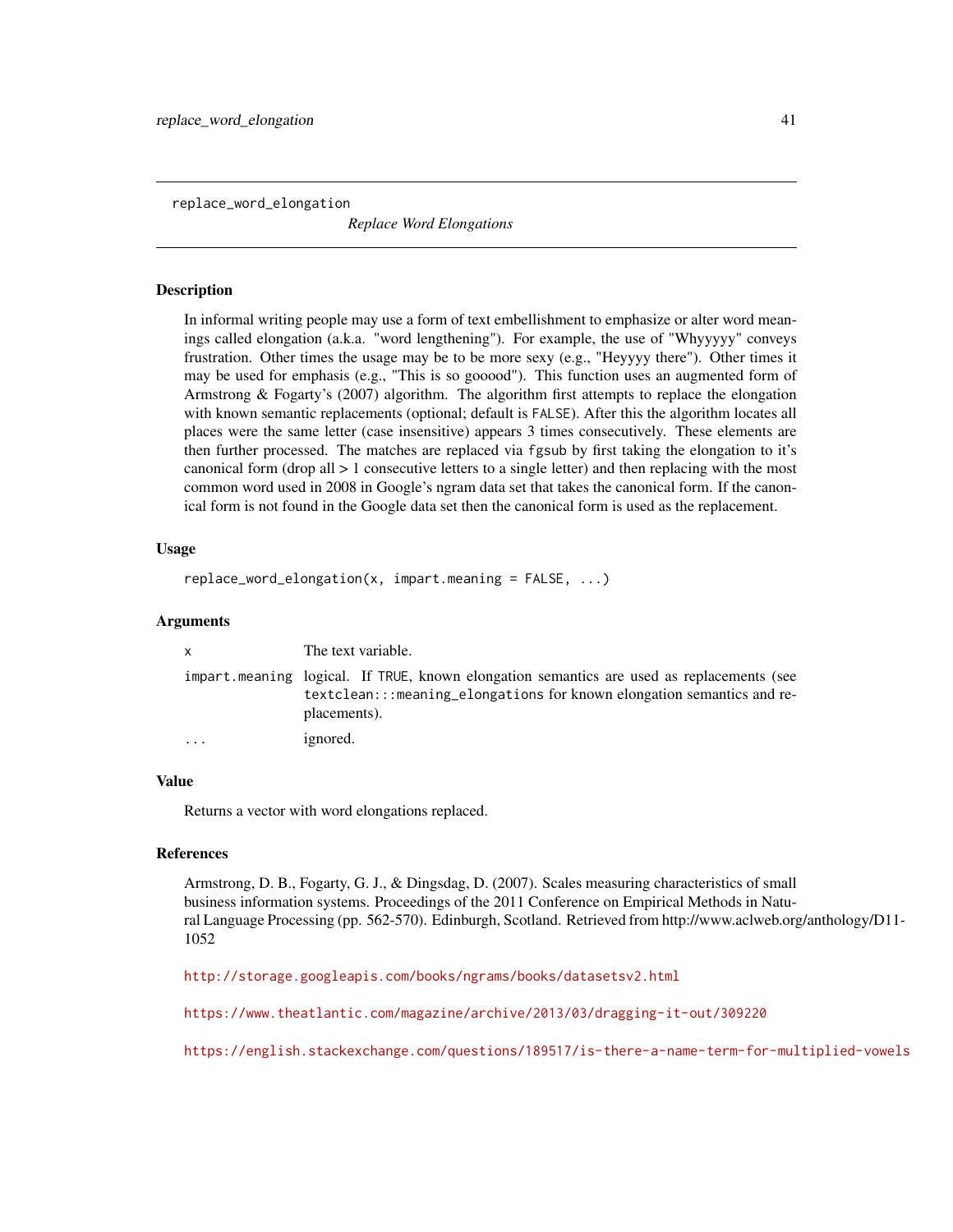## replace_word_elongation

*Replace Word Elongations*

### Description

In informal writing people may use a form of text embellishment to emphasize or alter word meanings called elongation (a.k.a. "word lengthening"). For example, the use of "Whyyyyy" conveys frustration. Other times the usage may be to be more sexy (e.g., "Heyyyy there"). Other times it may be used for emphasis (e.g., "This is so gooood"). This function uses an augmented form of Armstrong & Fogarty's (2007) algorithm. The algorithm first attempts to replace the elongation with known semantic replacements (optional; default is `FALSE`). After this the algorithm locates all places were the same letter (case insensitive) appears 3 times consecutively. These elements are then further processed. The matches are replaced via `fgsub` by first taking the elongation to it's canonical form (drop all > 1 consecutive letters to a single letter) and then replacing with the most common word used in 2008 in Google's ngram data set that takes the canonical form. If the canonical form is not found in the Google data set then the canonical form is used as the replacement.

### Usage

```
replace_word_elongation(x, impart.meaning = FALSE, ...)
```

### Arguments

| | |
|---|---|
| `x` | The text variable. |
| `impart.meaning` | logical. If `TRUE`, known elongation semantics are used as replacements (see `textclean:::meaning_elongations` for known elongation semantics and replacements). |
| `...` | ignored. |

### Value

Returns a vector with word elongations replaced.

### References

Armstrong, D. B., Fogarty, G. J., & Dingsdag, D. (2007). Scales measuring characteristics of small business information systems. Proceedings of the 2011 Conference on Empirical Methods in Natural Language Processing (pp. 562-570). Edinburgh, Scotland. Retrieved from http://www.aclweb.org/anthology/D11-1052

http://storage.googleapis.com/books/ngrams/books/datasetsv2.html

https://www.theatlantic.com/magazine/archive/2013/03/dragging-it-out/309220

https://english.stackexchange.com/questions/189517/is-there-a-name-term-for-multiplied-vowels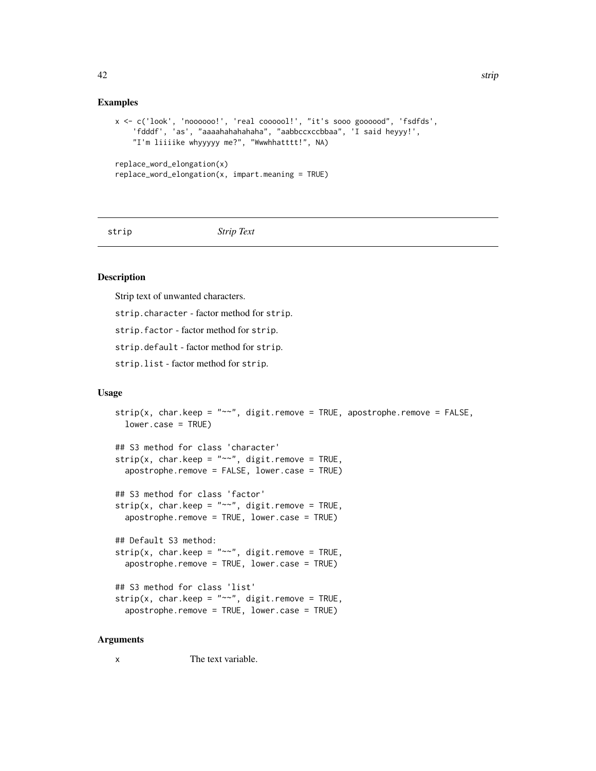## Examples

```
x <- c('look', 'noooooo!', 'real coooool!', "it's sooo goooood", 'fsdfds',
    'fdddf', 'as', "aaaahahahahaha", "aabbccxccbbaa", 'I said heyyy!',
    "I'm liiiike whyyyyy me?", "Wwwhhatttt!", NA)

replace_word_elongation(x)
replace_word_elongation(x, impart.meaning = TRUE)
```

---

strip *Strip Text*

---

## Description

Strip text of unwanted characters.

strip.character - factor method for strip.

strip.factor - factor method for strip.

strip.default - factor method for strip.

strip.list - factor method for strip.

## Usage

```
strip(x, char.keep = "~~", digit.remove = TRUE, apostrophe.remove = FALSE,
  lower.case = TRUE)

## S3 method for class 'character'
strip(x, char.keep = "~~", digit.remove = TRUE,
  apostrophe.remove = FALSE, lower.case = TRUE)

## S3 method for class 'factor'
strip(x, char.keep = "~~", digit.remove = TRUE,
  apostrophe.remove = TRUE, lower.case = TRUE)

## Default S3 method:
strip(x, char.keep = "~~", digit.remove = TRUE,
  apostrophe.remove = TRUE, lower.case = TRUE)

## S3 method for class 'list'
strip(x, char.keep = "~~", digit.remove = TRUE,
  apostrophe.remove = TRUE, lower.case = TRUE)
```

## Arguments

x The text variable.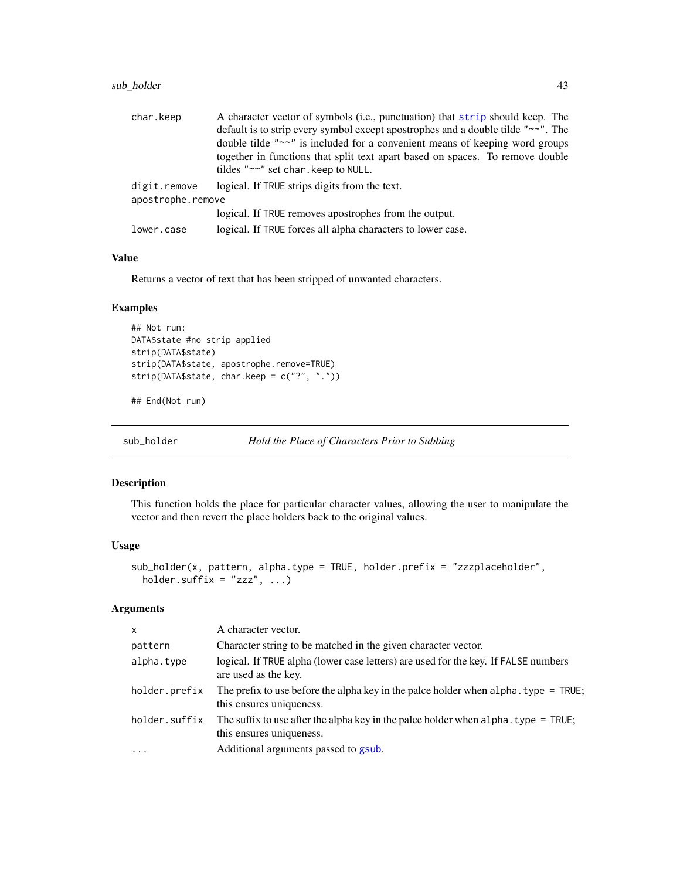| | |
|---|---|
| char.keep | A character vector of symbols (i.e., punctuation) that strip should keep. The default is to strip every symbol except apostrophes and a double tilde "~~". The double tilde "~~" is included for a convenient means of keeping word groups together in functions that split text apart based on spaces. To remove double tildes "~~" set char.keep to NULL. |
| digit.remove | logical. If TRUE strips digits from the text. |
| apostrophe.remove | logical. If TRUE removes apostrophes from the output. |
| lower.case | logical. If TRUE forces all alpha characters to lower case. |

### Value

Returns a vector of text that has been stripped of unwanted characters.

### Examples

```
## Not run:
DATA$state #no strip applied
strip(DATA$state)
strip(DATA$state, apostrophe.remove=TRUE)
strip(DATA$state, char.keep = c("?", "."))

## End(Not run)
```

---

## sub_holder — *Hold the Place of Characters Prior to Subbing*

### Description

This function holds the place for particular character values, allowing the user to manipulate the vector and then revert the place holders back to the original values.

### Usage

```
sub_holder(x, pattern, alpha.type = TRUE, holder.prefix = "zzzplaceholder",
  holder.suffix = "zzz", ...)
```

### Arguments

| | |
|---|---|
| x | A character vector. |
| pattern | Character string to be matched in the given character vector. |
| alpha.type | logical. If TRUE alpha (lower case letters) are used for the key. If FALSE numbers are used as the key. |
| holder.prefix | The prefix to use before the alpha key in the palce holder when alpha.type = TRUE; this ensures uniqueness. |
| holder.suffix | The suffix to use after the alpha key in the palce holder when alpha.type = TRUE; this ensures uniqueness. |
| ... | Additional arguments passed to gsub. |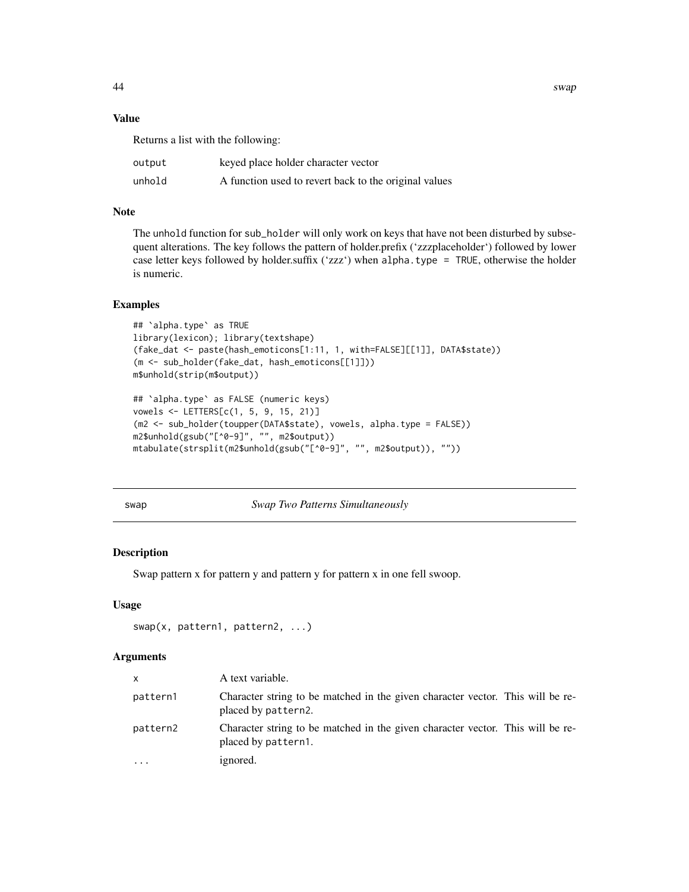### Value

Returns a list with the following:

| | |
|---|---|
| output | keyed place holder character vector |
| unhold | A function used to revert back to the original values |

### Note

The unhold function for sub_holder will only work on keys that have not been disturbed by subsequent alterations. The key follows the pattern of holder.prefix ('zzzplaceholder') followed by lower case letter keys followed by holder.suffix ('zzz') when alpha.type = TRUE, otherwise the holder is numeric.

### Examples

```
## `alpha.type` as TRUE
library(lexicon); library(textshape)
(fake_dat <- paste(hash_emoticons[1:11, 1, with=FALSE][[1]], DATA$state))
(m <- sub_holder(fake_dat, hash_emoticons[[1]]))
m$unhold(strip(m$output))

## `alpha.type` as FALSE (numeric keys)
vowels <- LETTERS[c(1, 5, 9, 15, 21)]
(m2 <- sub_holder(toupper(DATA$state), vowels, alpha.type = FALSE))
m2$unhold(gsub("[^0-9]", "", m2$output))
mtabulate(strsplit(m2$unhold(gsub("[^0-9]", "", m2$output)), ""))
```

---

## swap — *Swap Two Patterns Simultaneously*

### Description

Swap pattern x for pattern y and pattern y for pattern x in one fell swoop.

### Usage

```
swap(x, pattern1, pattern2, ...)
```

### Arguments

| | |
|---|---|
| x | A text variable. |
| pattern1 | Character string to be matched in the given character vector. This will be replaced by pattern2. |
| pattern2 | Character string to be matched in the given character vector. This will be replaced by pattern1. |
| ... | ignored. |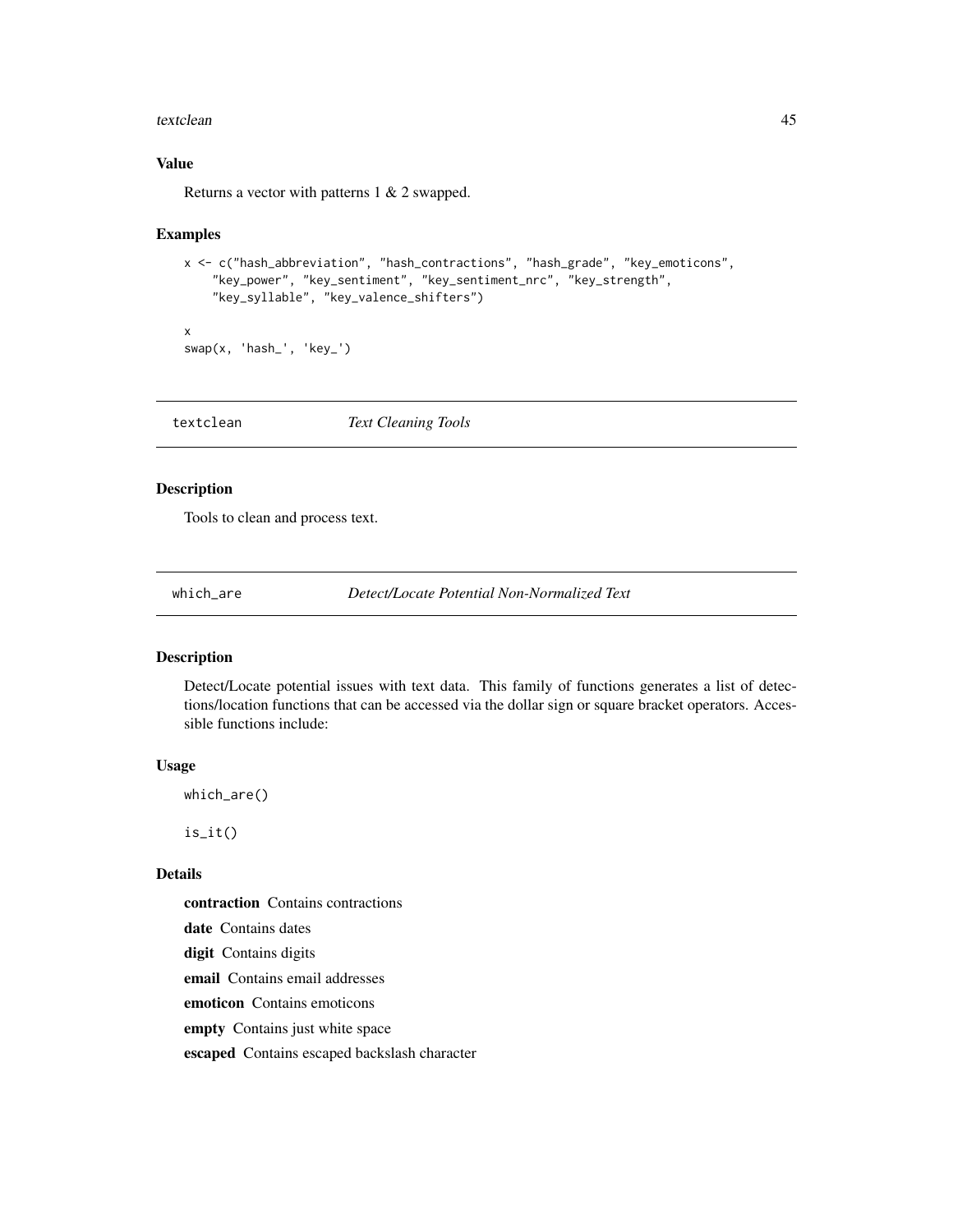### Value

Returns a vector with patterns 1 & 2 swapped.

### Examples

```
x <- c("hash_abbreviation", "hash_contractions", "hash_grade", "key_emoticons",
    "key_power", "key_sentiment", "key_sentiment_nrc", "key_strength",
    "key_syllable", "key_valence_shifters")

x
swap(x, 'hash_', 'key_')
```

---

## textclean — *Text Cleaning Tools*

### Description

Tools to clean and process text.

---

## which_are — *Detect/Locate Potential Non-Normalized Text*

### Description

Detect/Locate potential issues with text data. This family of functions generates a list of detections/location functions that can be accessed via the dollar sign or square bracket operators. Accessible functions include:

### Usage

```
which_are()

is_it()
```

### Details

**contraction** Contains contractions

**date** Contains dates

**digit** Contains digits

**email** Contains email addresses

**emoticon** Contains emoticons

**empty** Contains just white space

**escaped** Contains escaped backslash character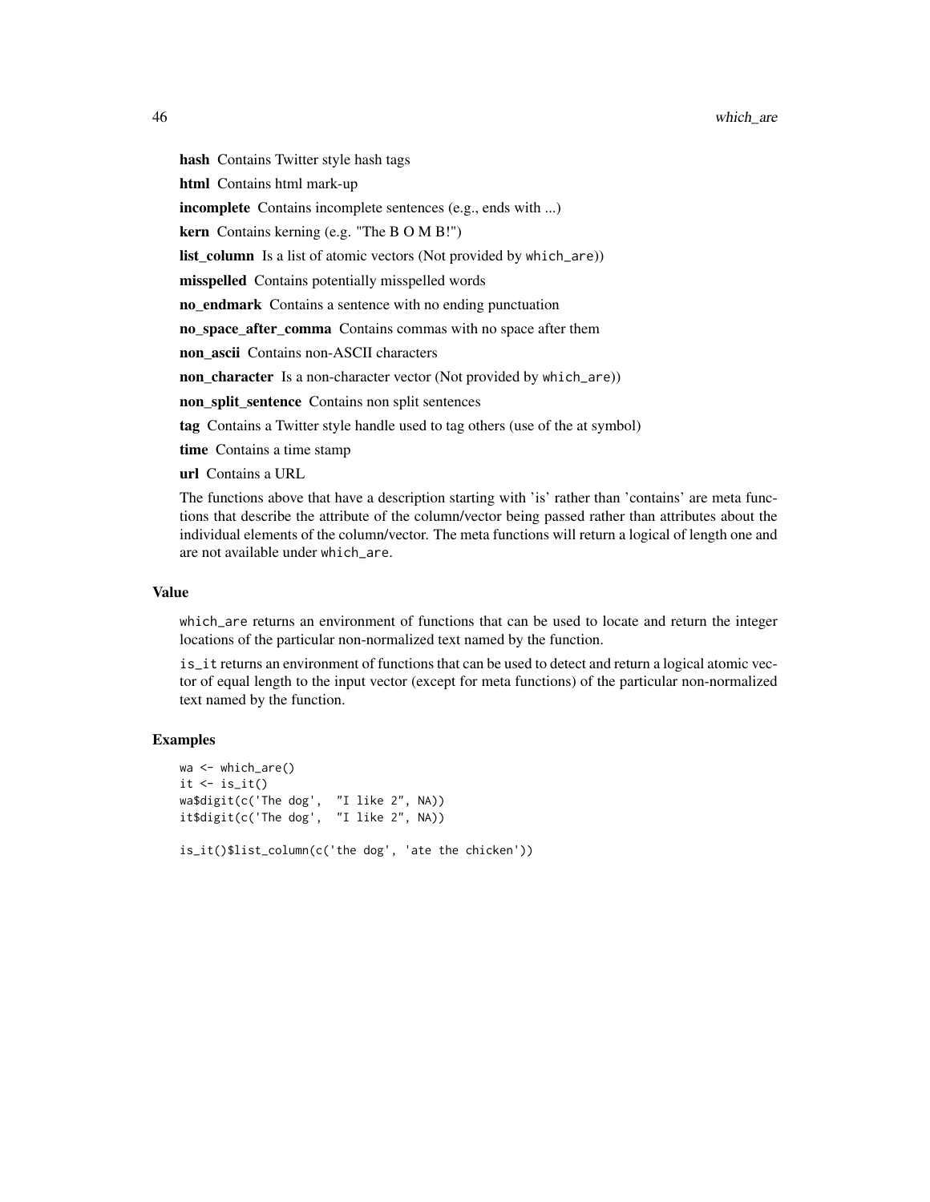**hash** Contains Twitter style hash tags

**html** Contains html mark-up

**incomplete** Contains incomplete sentences (e.g., ends with ...)

**kern** Contains kerning (e.g. "The B O M B!")

**list_column** Is a list of atomic vectors (Not provided by `which_are`))

**misspelled** Contains potentially misspelled words

**no_endmark** Contains a sentence with no ending punctuation

**no_space_after_comma** Contains commas with no space after them

**non_ascii** Contains non-ASCII characters

**non_character** Is a non-character vector (Not provided by `which_are`))

**non_split_sentence** Contains non split sentences

**tag** Contains a Twitter style handle used to tag others (use of the at symbol)

**time** Contains a time stamp

**url** Contains a URL

The functions above that have a description starting with 'is' rather than 'contains' are meta functions that describe the attribute of the column/vector being passed rather than attributes about the individual elements of the column/vector. The meta functions will return a logical of length one and are not available under `which_are`.

## Value

`which_are` returns an environment of functions that can be used to locate and return the integer locations of the particular non-normalized text named by the function.

`is_it` returns an environment of functions that can be used to detect and return a logical atomic vector of equal length to the input vector (except for meta functions) of the particular non-normalized text named by the function.

## Examples

```
wa <- which_are()
it <- is_it()
wa$digit(c('The dog',  "I like 2", NA))
it$digit(c('The dog',  "I like 2", NA))

is_it()$list_column(c('the dog', 'ate the chicken'))
```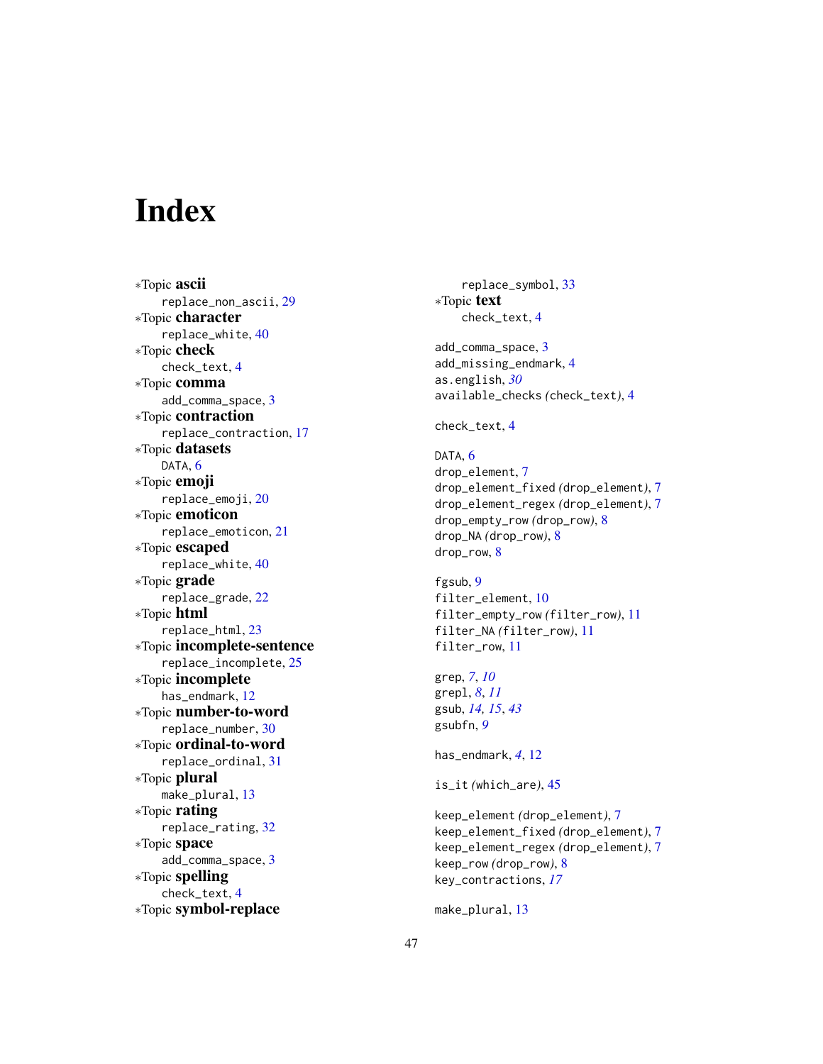# Index

∗Topic **ascii**
  replace_non_ascii, 29
∗Topic **character**
  replace_white, 40
∗Topic **check**
  check_text, 4
∗Topic **comma**
  add_comma_space, 3
∗Topic **contraction**
  replace_contraction, 17
∗Topic **datasets**
  DATA, 6
∗Topic **emoji**
  replace_emoji, 20
∗Topic **emoticon**
  replace_emoticon, 21
∗Topic **escaped**
  replace_white, 40
∗Topic **grade**
  replace_grade, 22
∗Topic **html**
  replace_html, 23
∗Topic **incomplete-sentence**
  replace_incomplete, 25
∗Topic **incomplete**
  has_endmark, 12
∗Topic **number-to-word**
  replace_number, 30
∗Topic **ordinal-to-word**
  replace_ordinal, 31
∗Topic **plural**
  make_plural, 13
∗Topic **rating**
  replace_rating, 32
∗Topic **space**
  add_comma_space, 3
∗Topic **spelling**
  check_text, 4
∗Topic **symbol-replace**
  replace_symbol, 33
∗Topic **text**
  check_text, 4

add_comma_space, 3
add_missing_endmark, 4
as.english, *30*
available_checks *(*check_text*)*, 4

check_text, 4

DATA, 6
drop_element, 7
drop_element_fixed *(*drop_element*)*, 7
drop_element_regex *(*drop_element*)*, 7
drop_empty_row *(*drop_row*)*, 8
drop_NA *(*drop_row*)*, 8
drop_row, 8

fgsub, 9
filter_element, 10
filter_empty_row *(*filter_row*)*, 11
filter_NA *(*filter_row*)*, 11
filter_row, 11

grep, *7*, *10*
grepl, *8*, *11*
gsub, *14, 15*, *43*
gsubfn, *9*

has_endmark, *4*, 12

is_it *(*which_are*)*, 45

keep_element *(*drop_element*)*, 7
keep_element_fixed *(*drop_element*)*, 7
keep_element_regex *(*drop_element*)*, 7
keep_row *(*drop_row*)*, 8
key_contractions, *17*

make_plural, 13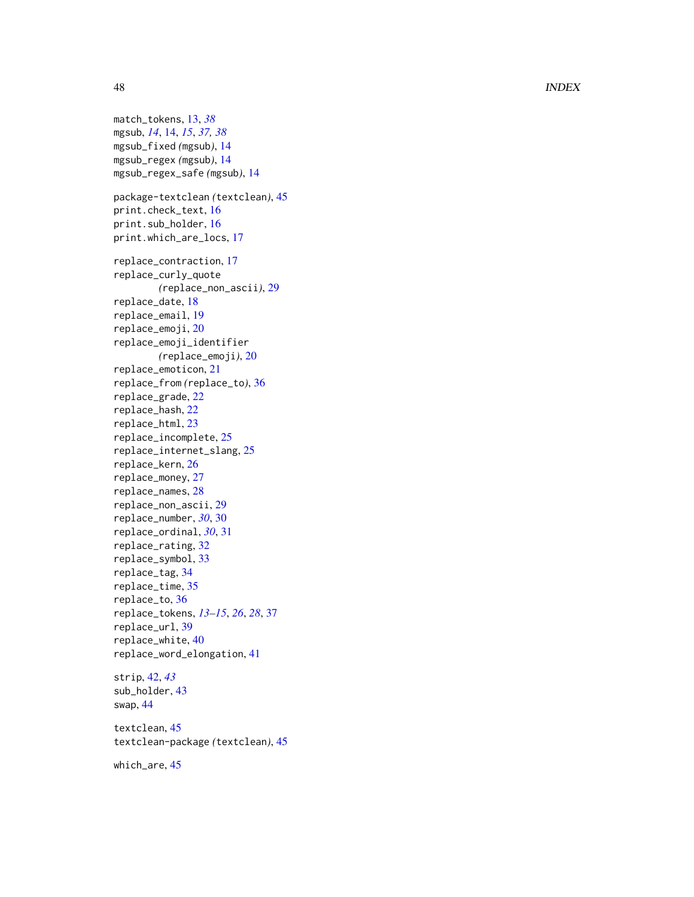match_tokens, 13, *38*
mgsub, *14*, 14, *15*, *37, 38*
mgsub_fixed *(*mgsub*)*, 14
mgsub_regex *(*mgsub*)*, 14
mgsub_regex_safe *(*mgsub*)*, 14

package-textclean *(*textclean*)*, 45
print.check_text, 16
print.sub_holder, 16
print.which_are_locs, 17

replace_contraction, 17
replace_curly_quote
        *(*replace_non_ascii*)*, 29
replace_date, 18
replace_email, 19
replace_emoji, 20
replace_emoji_identifier
        *(*replace_emoji*)*, 20
replace_emoticon, 21
replace_from *(*replace_to*)*, 36
replace_grade, 22
replace_hash, 22
replace_html, 23
replace_incomplete, 25
replace_internet_slang, 25
replace_kern, 26
replace_money, 27
replace_names, 28
replace_non_ascii, 29
replace_number, *30*, 30
replace_ordinal, *30*, 31
replace_rating, 32
replace_symbol, 33
replace_tag, 34
replace_time, 35
replace_to, 36
replace_tokens, *13–15*, *26*, *28*, 37
replace_url, 39
replace_white, 40
replace_word_elongation, 41

strip, 42, *43*
sub_holder, 43
swap, 44

textclean, 45
textclean-package *(*textclean*)*, 45

which_are, 45